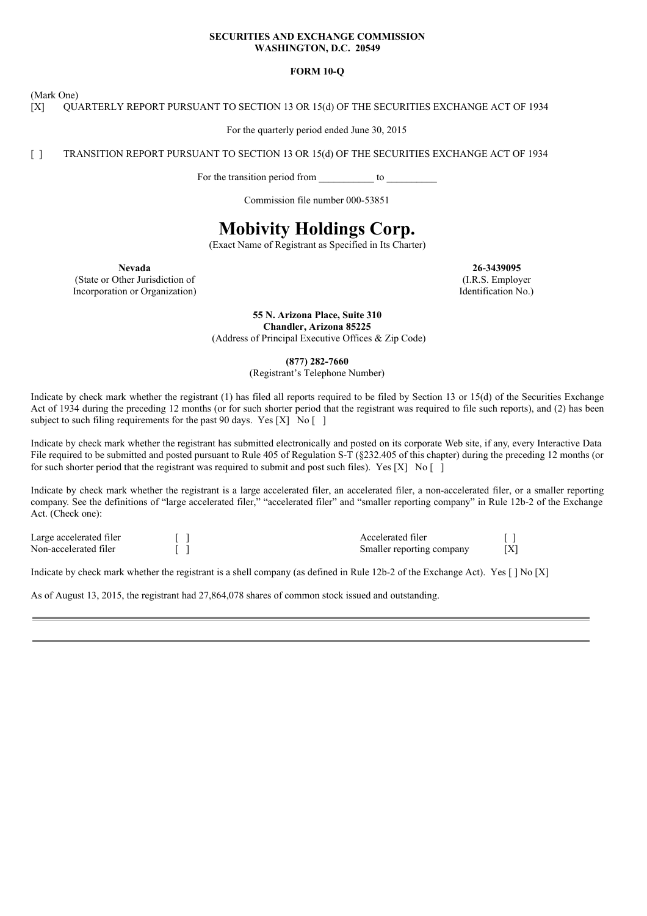**SECURITIES AND EXCHANGE COMMISSION**
**WASHINGTON, D.C. 20549**

**FORM 10-Q**

(Mark One)

[X] QUARTERLY REPORT PURSUANT TO SECTION 13 OR 15(d) OF THE SECURITIES EXCHANGE ACT OF 1934

For the quarterly period ended June 30, 2015

[ ] TRANSITION REPORT PURSUANT TO SECTION 13 OR 15(d) OF THE SECURITIES EXCHANGE ACT OF 1934

For the transition period from ___________ to __________

Commission file number 000-53851

# Mobivity Holdings Corp.

(Exact Name of Registrant as Specified in Its Charter)

| **Nevada** | **26-3439095** |
|---|---|
| (State or Other Jurisdiction of Incorporation or Organization) | (I.R.S. Employer Identification No.) |

**55 N. Arizona Place, Suite 310**
**Chandler, Arizona 85225**
(Address of Principal Executive Offices & Zip Code)

**(877) 282-7660**
(Registrant's Telephone Number)

Indicate by check mark whether the registrant (1) has filed all reports required to be filed by Section 13 or 15(d) of the Securities Exchange Act of 1934 during the preceding 12 months (or for such shorter period that the registrant was required to file such reports), and (2) has been subject to such filing requirements for the past 90 days. Yes [X] No [ ]

Indicate by check mark whether the registrant has submitted electronically and posted on its corporate Web site, if any, every Interactive Data File required to be submitted and posted pursuant to Rule 405 of Regulation S-T (§232.405 of this chapter) during the preceding 12 months (or for such shorter period that the registrant was required to submit and post such files). Yes [X] No [ ]

Indicate by check mark whether the registrant is a large accelerated filer, an accelerated filer, a non-accelerated filer, or a smaller reporting company. See the definitions of "large accelerated filer," "accelerated filer" and "smaller reporting company" in Rule 12b-2 of the Exchange Act. (Check one):

| | | | |
|---|---|---|---|
| Large accelerated filer | [ ] | Accelerated filer | [ ] |
| Non-accelerated filer | [ ] | Smaller reporting company | [X] |

Indicate by check mark whether the registrant is a shell company (as defined in Rule 12b-2 of the Exchange Act). Yes [ ] No [X]

As of August 13, 2015, the registrant had 27,864,078 shares of common stock issued and outstanding.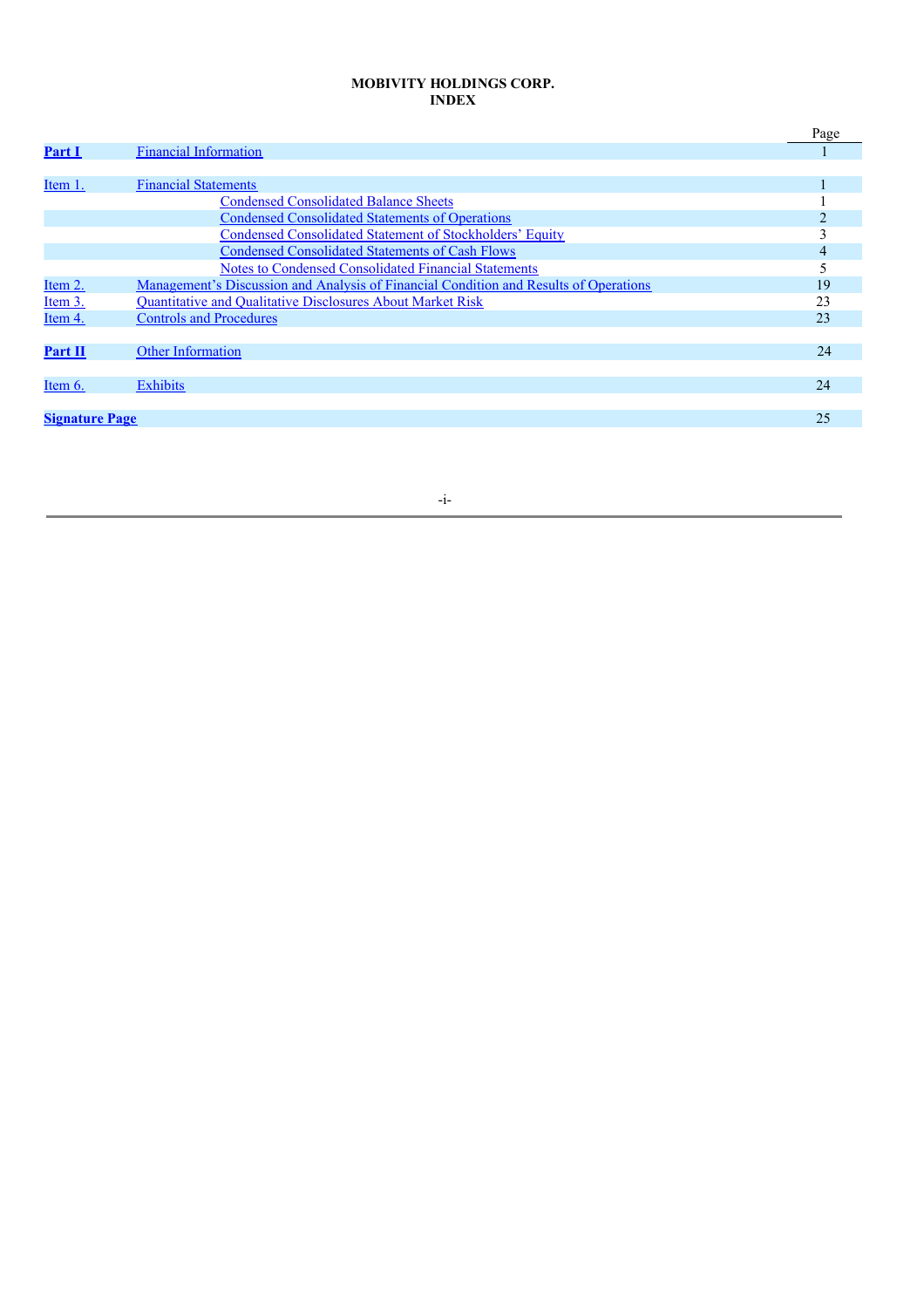**MOBIVITY HOLDINGS CORP.**
**INDEX**

| | | Page |
|---|---|---|
| **Part I** | Financial Information | 1 |
| Item 1. | Financial Statements | 1 |
| | Condensed Consolidated Balance Sheets | 1 |
| | Condensed Consolidated Statements of Operations | 2 |
| | Condensed Consolidated Statement of Stockholders' Equity | 3 |
| | Condensed Consolidated Statements of Cash Flows | 4 |
| | Notes to Condensed Consolidated Financial Statements | 5 |
| Item 2. | Management's Discussion and Analysis of Financial Condition and Results of Operations | 19 |
| Item 3. | Quantitative and Qualitative Disclosures About Market Risk | 23 |
| Item 4. | Controls and Procedures | 23 |
| **Part II** | Other Information | 24 |
| Item 6. | Exhibits | 24 |
| **Signature Page** | | 25 |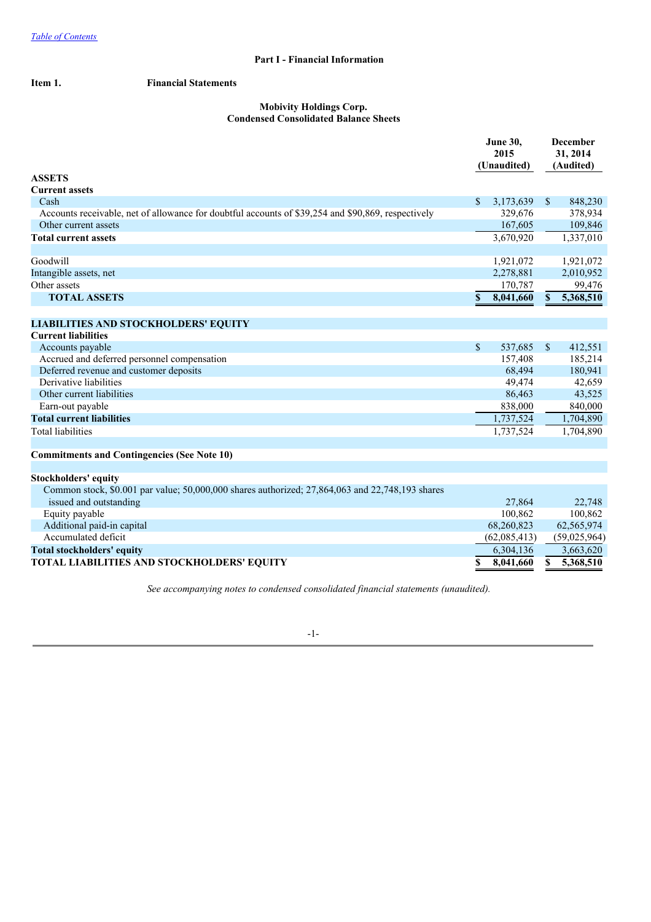Table of Contents

# Part I - Financial Information

**Item 1. Financial Statements**

## Mobivity Holdings Corp.
## Condensed Consolidated Balance Sheets

| | June 30, 2015 (Unaudited) | December 31, 2014 (Audited) |
|---|---|---|
| **ASSETS** | | |
| **Current assets** | | |
| Cash | $ 3,173,639 | $ 848,230 |
| Accounts receivable, net of allowance for doubtful accounts of $39,254 and $90,869, respectively | 329,676 | 378,934 |
| Other current assets | 167,605 | 109,846 |
| **Total current assets** | 3,670,920 | 1,337,010 |
| | | |
| Goodwill | 1,921,072 | 1,921,072 |
| Intangible assets, net | 2,278,881 | 2,010,952 |
| Other assets | 170,787 | 99,476 |
| **TOTAL ASSETS** | **$ 8,041,660** | **$ 5,368,510** |
| | | |
| **LIABILITIES AND STOCKHOLDERS' EQUITY** | | |
| **Current liabilities** | | |
| Accounts payable | $ 537,685 | $ 412,551 |
| Accrued and deferred personnel compensation | 157,408 | 185,214 |
| Deferred revenue and customer deposits | 68,494 | 180,941 |
| Derivative liabilities | 49,474 | 42,659 |
| Other current liabilities | 86,463 | 43,525 |
| Earn-out payable | 838,000 | 840,000 |
| **Total current liabilities** | 1,737,524 | 1,704,890 |
| Total liabilities | 1,737,524 | 1,704,890 |
| | | |
| **Commitments and Contingencies (See Note 10)** | | |
| | | |
| **Stockholders' equity** | | |
| Common stock, $0.001 par value; 50,000,000 shares authorized; 27,864,063 and 22,748,193 shares issued and outstanding | 27,864 | 22,748 |
| Equity payable | 100,862 | 100,862 |
| Additional paid-in capital | 68,260,823 | 62,565,974 |
| Accumulated deficit | (62,085,413) | (59,025,964) |
| **Total stockholders' equity** | 6,304,136 | 3,663,620 |
| **TOTAL LIABILITIES AND STOCKHOLDERS' EQUITY** | **$ 8,041,660** | **$ 5,368,510** |

*See accompanying notes to condensed consolidated financial statements (unaudited).*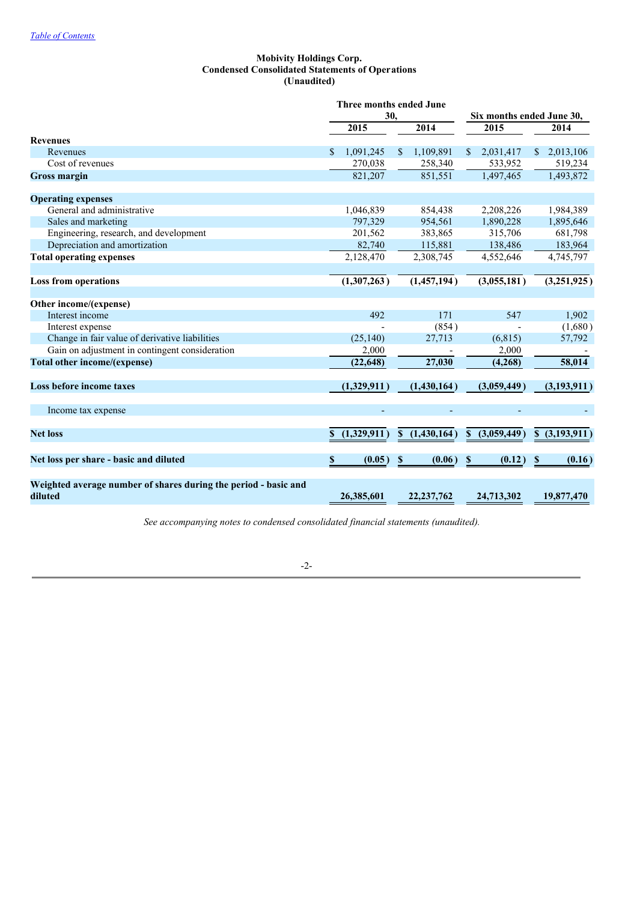[Table of Contents](#)

**Mobivity Holdings Corp.**
**Condensed Consolidated Statements of Operations**
**(Unaudited)**

| | Three months ended June 30, | | Six months ended June 30, | |
|---|---|---|---|---|
| | 2015 | 2014 | 2015 | 2014 |
| **Revenues** | | | | |
| Revenues | $ 1,091,245 | $ 1,109,891 | $ 2,031,417 | $ 2,013,106 |
| Cost of revenues | 270,038 | 258,340 | 533,952 | 519,234 |
| **Gross margin** | 821,207 | 851,551 | 1,497,465 | 1,493,872 |
| | | | | |
| **Operating expenses** | | | | |
| General and administrative | 1,046,839 | 854,438 | 2,208,226 | 1,984,389 |
| Sales and marketing | 797,329 | 954,561 | 1,890,228 | 1,895,646 |
| Engineering, research, and development | 201,562 | 383,865 | 315,706 | 681,798 |
| Depreciation and amortization | 82,740 | 115,881 | 138,486 | 183,964 |
| **Total operating expenses** | 2,128,470 | 2,308,745 | 4,552,646 | 4,745,797 |
| | | | | |
| **Loss from operations** | **(1,307,263)** | **(1,457,194)** | **(3,055,181)** | **(3,251,925)** |
| | | | | |
| **Other income/(expense)** | | | | |
| Interest income | 492 | 171 | 547 | 1,902 |
| Interest expense | - | (854) | - | (1,680) |
| Change in fair value of derivative liabilities | (25,140) | 27,713 | (6,815) | 57,792 |
| Gain on adjustment in contingent consideration | 2,000 | - | 2,000 | - |
| **Total other income/(expense)** | **(22,648)** | **27,030** | **(4,268)** | **58,014** |
| | | | | |
| **Loss before income taxes** | **(1,329,911)** | **(1,430,164)** | **(3,059,449)** | **(3,193,911)** |
| | | | | |
| Income tax expense | - | - | - | - |
| | | | | |
| **Net loss** | **$ (1,329,911)** | **$ (1,430,164)** | **$ (3,059,449)** | **$ (3,193,911)** |
| | | | | |
| **Net loss per share - basic and diluted** | **$ (0.05)** | **$ (0.06)** | **$ (0.12)** | **$ (0.16)** |
| | | | | |
| **Weighted average number of shares during the period - basic and diluted** | **26,385,601** | **22,237,762** | **24,713,302** | **19,877,470** |

*See accompanying notes to condensed consolidated financial statements (unaudited).*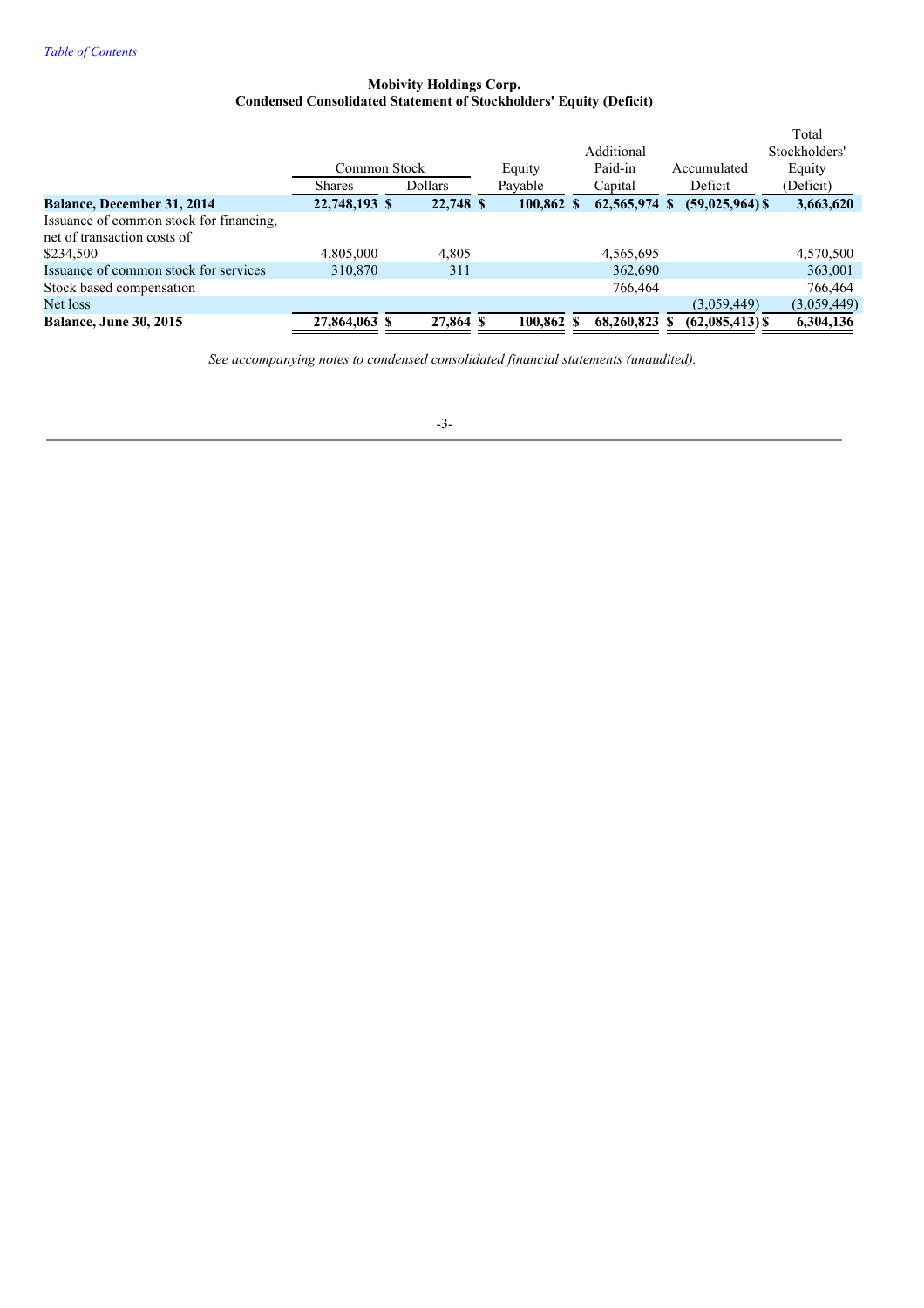**Mobivity Holdings Corp.**
**Condensed Consolidated Statement of Stockholders' Equity (Deficit)**

| | Common Stock | | Equity | Additional Paid-in | Accumulated | Total Stockholders' Equity |
|---|---|---|---|---|---|---|
| | Shares | Dollars | Payable | Capital | Deficit | (Deficit) |
| **Balance, December 31, 2014** | **22,748,193** | **$ 22,748** | **$ 100,862** | **$ 62,565,974** | **$ (59,025,964)** | **$ 3,663,620** |
| Issuance of common stock for financing, net of transaction costs of $234,500 | 4,805,000 | 4,805 | | 4,565,695 | | 4,570,500 |
| Issuance of common stock for services | 310,870 | 311 | | 362,690 | | 363,001 |
| Stock based compensation | | | | 766,464 | | 766,464 |
| Net loss | | | | | (3,059,449) | (3,059,449) |
| **Balance, June 30, 2015** | **27,864,063** | **$ 27,864** | **$ 100,862** | **$ 68,260,823** | **$ (62,085,413)** | **$ 6,304,136** |

*See accompanying notes to condensed consolidated financial statements (unaudited).*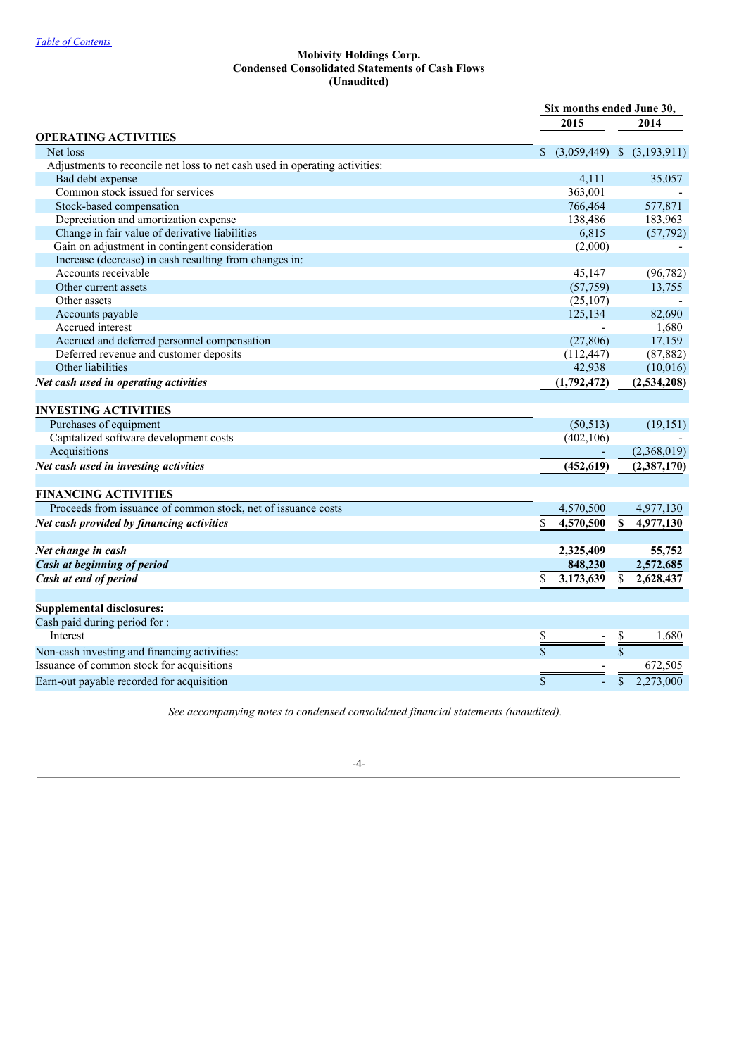[Table of Contents](#)

**Mobivity Holdings Corp.**
**Condensed Consolidated Statements of Cash Flows**
**(Unaudited)**

| | Six months ended June 30, | |
|---|---|---|
| | **2015** | **2014** |
| **OPERATING ACTIVITIES** | | |
| Net loss | $ (3,059,449) | $ (3,193,911) |
| Adjustments to reconcile net loss to net cash used in operating activities: | | |
| Bad debt expense | 4,111 | 35,057 |
| Common stock issued for services | 363,001 | - |
| Stock-based compensation | 766,464 | 577,871 |
| Depreciation and amortization expense | 138,486 | 183,963 |
| Change in fair value of derivative liabilities | 6,815 | (57,792) |
| Gain on adjustment in contingent consideration | (2,000) | - |
| Increase (decrease) in cash resulting from changes in: | | |
| Accounts receivable | 45,147 | (96,782) |
| Other current assets | (57,759) | 13,755 |
| Other assets | (25,107) | - |
| Accounts payable | 125,134 | 82,690 |
| Accrued interest | - | 1,680 |
| Accrued and deferred personnel compensation | (27,806) | 17,159 |
| Deferred revenue and customer deposits | (112,447) | (87,882) |
| Other liabilities | 42,938 | (10,016) |
| ***Net cash used in operating activities*** | **(1,792,472)** | **(2,534,208)** |
| | | |
| **INVESTING ACTIVITIES** | | |
| Purchases of equipment | (50,513) | (19,151) |
| Capitalized software development costs | (402,106) | - |
| Acquisitions | - | (2,368,019) |
| ***Net cash used in investing activities*** | **(452,619)** | **(2,387,170)** |
| | | |
| **FINANCING ACTIVITIES** | | |
| Proceeds from issuance of common stock, net of issuance costs | 4,570,500 | 4,977,130 |
| ***Net cash provided by financing activities*** | **$ 4,570,500** | **$ 4,977,130** |
| | | |
| ***Net change in cash*** | **2,325,409** | **55,752** |
| ***Cash at beginning of period*** | **848,230** | **2,572,685** |
| ***Cash at end of period*** | **$ 3,173,639** | **$ 2,628,437** |
| | | |
| **Supplemental disclosures:** | | |
| Cash paid during period for : | | |
| Interest | $ - | $ 1,680 |
| Non-cash investing and financing activities: | $ | $ |
| Issuance of common stock for acquisitions | - | 672,505 |
| Earn-out payable recorded for acquisition | $ - | $ 2,273,000 |

*See accompanying notes to condensed consolidated financial statements (unaudited).*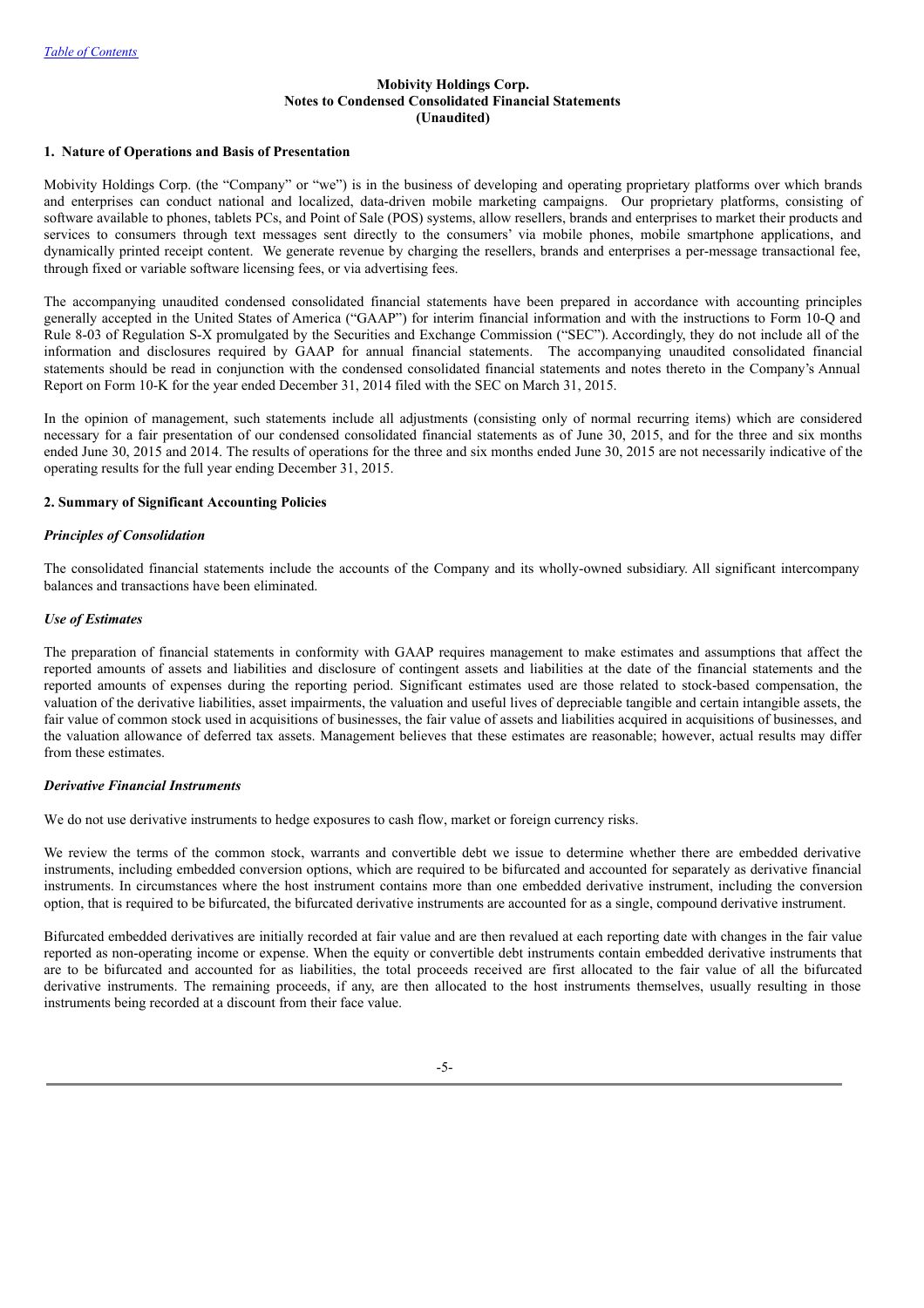[Table of Contents](#)

**Mobivity Holdings Corp.**
**Notes to Condensed Consolidated Financial Statements**
**(Unaudited)**

### 1. Nature of Operations and Basis of Presentation

Mobivity Holdings Corp. (the "Company" or "we") is in the business of developing and operating proprietary platforms over which brands and enterprises can conduct national and localized, data-driven mobile marketing campaigns. Our proprietary platforms, consisting of software available to phones, tablets PCs, and Point of Sale (POS) systems, allow resellers, brands and enterprises to market their products and services to consumers through text messages sent directly to the consumers' via mobile phones, mobile smartphone applications, and dynamically printed receipt content. We generate revenue by charging the resellers, brands and enterprises a per-message transactional fee, through fixed or variable software licensing fees, or via advertising fees.

The accompanying unaudited condensed consolidated financial statements have been prepared in accordance with accounting principles generally accepted in the United States of America ("GAAP") for interim financial information and with the instructions to Form 10-Q and Rule 8-03 of Regulation S-X promulgated by the Securities and Exchange Commission ("SEC"). Accordingly, they do not include all of the information and disclosures required by GAAP for annual financial statements. The accompanying unaudited consolidated financial statements should be read in conjunction with the condensed consolidated financial statements and notes thereto in the Company's Annual Report on Form 10-K for the year ended December 31, 2014 filed with the SEC on March 31, 2015.

In the opinion of management, such statements include all adjustments (consisting only of normal recurring items) which are considered necessary for a fair presentation of our condensed consolidated financial statements as of June 30, 2015, and for the three and six months ended June 30, 2015 and 2014. The results of operations for the three and six months ended June 30, 2015 are not necessarily indicative of the operating results for the full year ending December 31, 2015.

### 2. Summary of Significant Accounting Policies

*Principles of Consolidation*

The consolidated financial statements include the accounts of the Company and its wholly-owned subsidiary. All significant intercompany balances and transactions have been eliminated.

*Use of Estimates*

The preparation of financial statements in conformity with GAAP requires management to make estimates and assumptions that affect the reported amounts of assets and liabilities and disclosure of contingent assets and liabilities at the date of the financial statements and the reported amounts of expenses during the reporting period. Significant estimates used are those related to stock-based compensation, the valuation of the derivative liabilities, asset impairments, the valuation and useful lives of depreciable tangible and certain intangible assets, the fair value of common stock used in acquisitions of businesses, the fair value of assets and liabilities acquired in acquisitions of businesses, and the valuation allowance of deferred tax assets. Management believes that these estimates are reasonable; however, actual results may differ from these estimates.

*Derivative Financial Instruments*

We do not use derivative instruments to hedge exposures to cash flow, market or foreign currency risks.

We review the terms of the common stock, warrants and convertible debt we issue to determine whether there are embedded derivative instruments, including embedded conversion options, which are required to be bifurcated and accounted for separately as derivative financial instruments. In circumstances where the host instrument contains more than one embedded derivative instrument, including the conversion option, that is required to be bifurcated, the bifurcated derivative instruments are accounted for as a single, compound derivative instrument.

Bifurcated embedded derivatives are initially recorded at fair value and are then revalued at each reporting date with changes in the fair value reported as non-operating income or expense. When the equity or convertible debt instruments contain embedded derivative instruments that are to be bifurcated and accounted for as liabilities, the total proceeds received are first allocated to the fair value of all the bifurcated derivative instruments. The remaining proceeds, if any, are then allocated to the host instruments themselves, usually resulting in those instruments being recorded at a discount from their face value.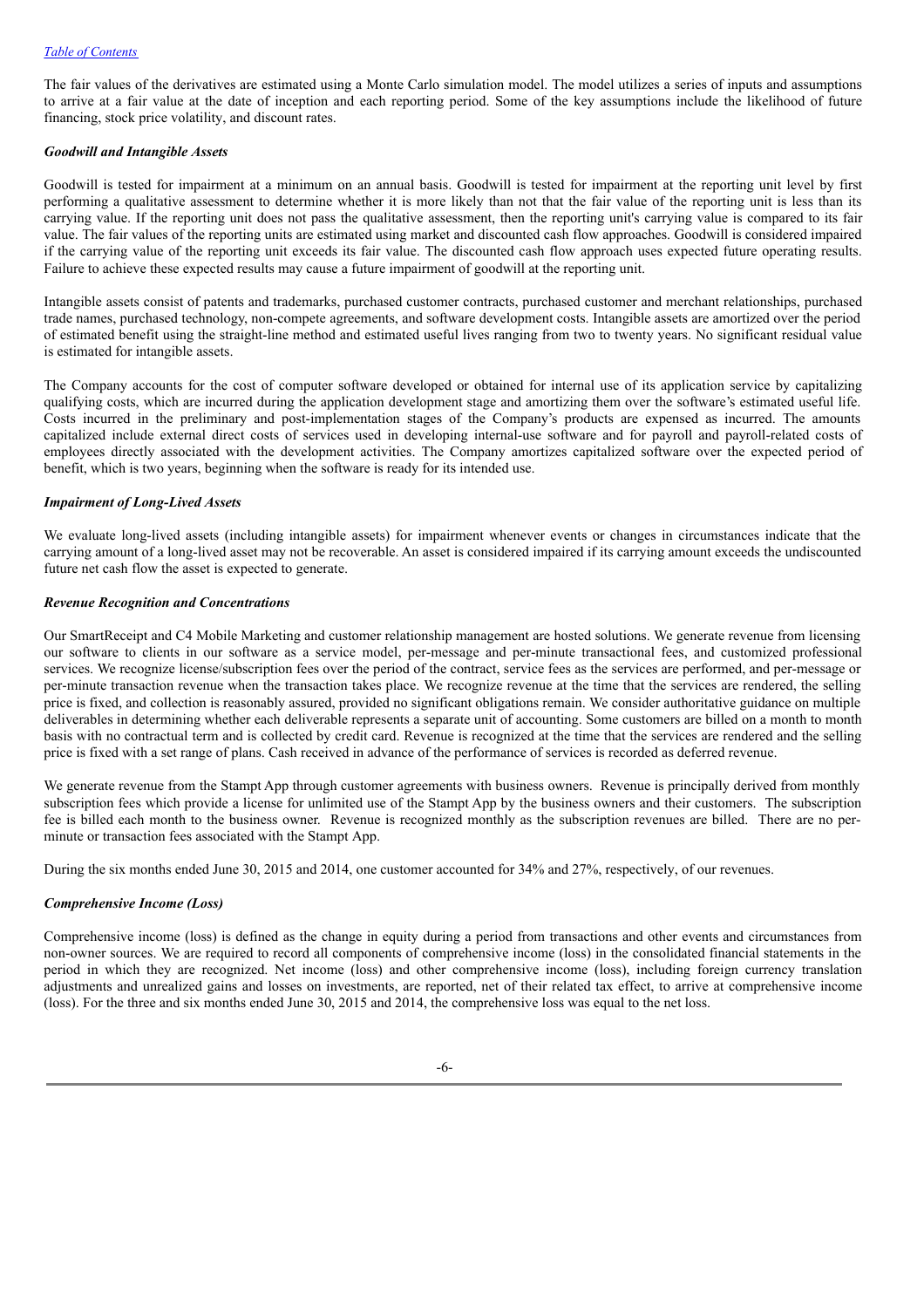The fair values of the derivatives are estimated using a Monte Carlo simulation model. The model utilizes a series of inputs and assumptions to arrive at a fair value at the date of inception and each reporting period. Some of the key assumptions include the likelihood of future financing, stock price volatility, and discount rates.

***Goodwill and Intangible Assets***

Goodwill is tested for impairment at a minimum on an annual basis. Goodwill is tested for impairment at the reporting unit level by first performing a qualitative assessment to determine whether it is more likely than not that the fair value of the reporting unit is less than its carrying value. If the reporting unit does not pass the qualitative assessment, then the reporting unit's carrying value is compared to its fair value. The fair values of the reporting units are estimated using market and discounted cash flow approaches. Goodwill is considered impaired if the carrying value of the reporting unit exceeds its fair value. The discounted cash flow approach uses expected future operating results. Failure to achieve these expected results may cause a future impairment of goodwill at the reporting unit.

Intangible assets consist of patents and trademarks, purchased customer contracts, purchased customer and merchant relationships, purchased trade names, purchased technology, non-compete agreements, and software development costs. Intangible assets are amortized over the period of estimated benefit using the straight-line method and estimated useful lives ranging from two to twenty years. No significant residual value is estimated for intangible assets.

The Company accounts for the cost of computer software developed or obtained for internal use of its application service by capitalizing qualifying costs, which are incurred during the application development stage and amortizing them over the software's estimated useful life. Costs incurred in the preliminary and post-implementation stages of the Company's products are expensed as incurred. The amounts capitalized include external direct costs of services used in developing internal-use software and for payroll and payroll-related costs of employees directly associated with the development activities. The Company amortizes capitalized software over the expected period of benefit, which is two years, beginning when the software is ready for its intended use.

***Impairment of Long-Lived Assets***

We evaluate long-lived assets (including intangible assets) for impairment whenever events or changes in circumstances indicate that the carrying amount of a long-lived asset may not be recoverable. An asset is considered impaired if its carrying amount exceeds the undiscounted future net cash flow the asset is expected to generate.

***Revenue Recognition and Concentrations***

Our SmartReceipt and C4 Mobile Marketing and customer relationship management are hosted solutions. We generate revenue from licensing our software to clients in our software as a service model, per-message and per-minute transactional fees, and customized professional services. We recognize license/subscription fees over the period of the contract, service fees as the services are performed, and per-message or per-minute transaction revenue when the transaction takes place. We recognize revenue at the time that the services are rendered, the selling price is fixed, and collection is reasonably assured, provided no significant obligations remain. We consider authoritative guidance on multiple deliverables in determining whether each deliverable represents a separate unit of accounting. Some customers are billed on a month to month basis with no contractual term and is collected by credit card. Revenue is recognized at the time that the services are rendered and the selling price is fixed with a set range of plans. Cash received in advance of the performance of services is recorded as deferred revenue.

We generate revenue from the Stampt App through customer agreements with business owners. Revenue is principally derived from monthly subscription fees which provide a license for unlimited use of the Stampt App by the business owners and their customers. The subscription fee is billed each month to the business owner. Revenue is recognized monthly as the subscription revenues are billed. There are no per-minute or transaction fees associated with the Stampt App.

During the six months ended June 30, 2015 and 2014, one customer accounted for 34% and 27%, respectively, of our revenues.

***Comprehensive Income (Loss)***

Comprehensive income (loss) is defined as the change in equity during a period from transactions and other events and circumstances from non-owner sources. We are required to record all components of comprehensive income (loss) in the consolidated financial statements in the period in which they are recognized. Net income (loss) and other comprehensive income (loss), including foreign currency translation adjustments and unrealized gains and losses on investments, are reported, net of their related tax effect, to arrive at comprehensive income (loss). For the three and six months ended June 30, 2015 and 2014, the comprehensive loss was equal to the net loss.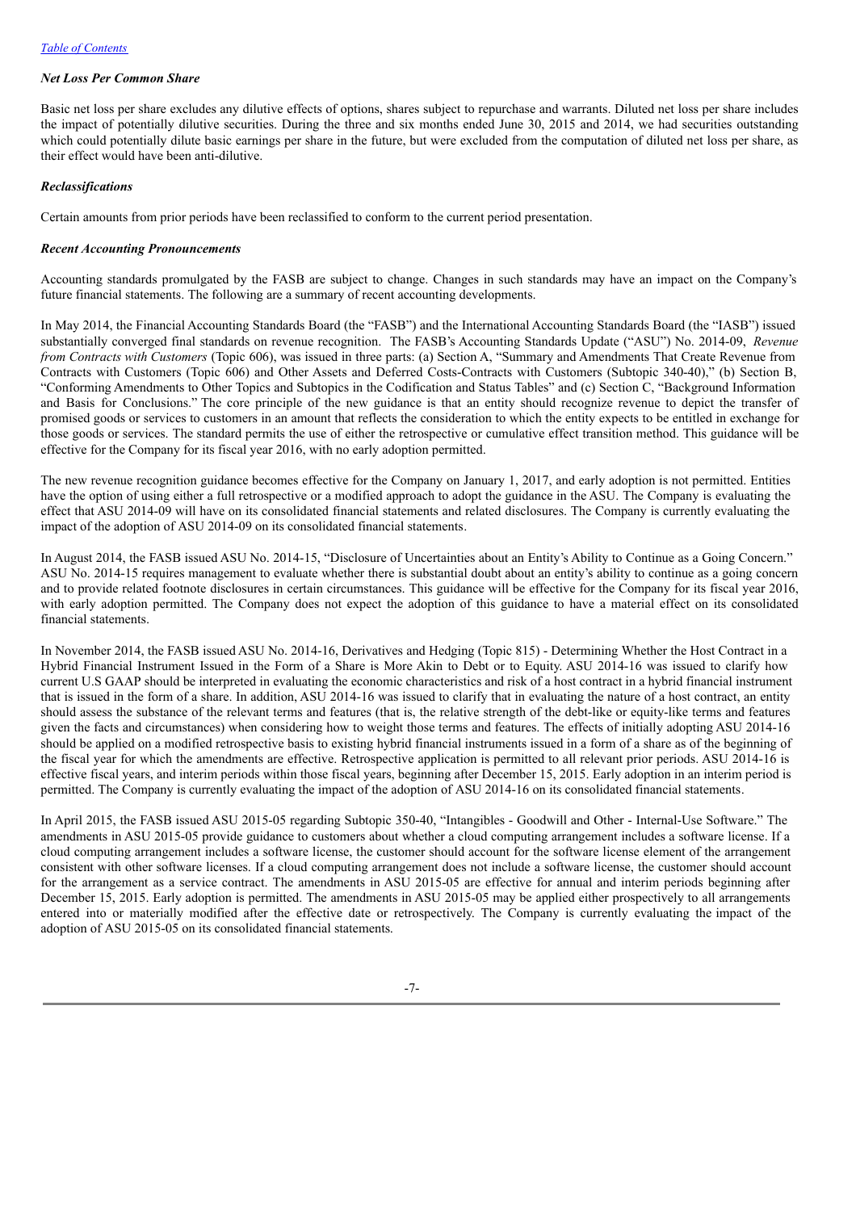[Table of Contents](#)

### *Net Loss Per Common Share*

Basic net loss per share excludes any dilutive effects of options, shares subject to repurchase and warrants. Diluted net loss per share includes the impact of potentially dilutive securities. During the three and six months ended June 30, 2015 and 2014, we had securities outstanding which could potentially dilute basic earnings per share in the future, but were excluded from the computation of diluted net loss per share, as their effect would have been anti-dilutive.

### *Reclassifications*

Certain amounts from prior periods have been reclassified to conform to the current period presentation.

### *Recent Accounting Pronouncements*

Accounting standards promulgated by the FASB are subject to change. Changes in such standards may have an impact on the Company's future financial statements. The following are a summary of recent accounting developments.

In May 2014, the Financial Accounting Standards Board (the "FASB") and the International Accounting Standards Board (the "IASB") issued substantially converged final standards on revenue recognition. The FASB's Accounting Standards Update ("ASU") No. 2014-09, *Revenue from Contracts with Customers* (Topic 606), was issued in three parts: (a) Section A, "Summary and Amendments That Create Revenue from Contracts with Customers (Topic 606) and Other Assets and Deferred Costs-Contracts with Customers (Subtopic 340-40)," (b) Section B, "Conforming Amendments to Other Topics and Subtopics in the Codification and Status Tables" and (c) Section C, "Background Information and Basis for Conclusions." The core principle of the new guidance is that an entity should recognize revenue to depict the transfer of promised goods or services to customers in an amount that reflects the consideration to which the entity expects to be entitled in exchange for those goods or services. The standard permits the use of either the retrospective or cumulative effect transition method. This guidance will be effective for the Company for its fiscal year 2016, with no early adoption permitted.

The new revenue recognition guidance becomes effective for the Company on January 1, 2017, and early adoption is not permitted. Entities have the option of using either a full retrospective or a modified approach to adopt the guidance in the ASU. The Company is evaluating the effect that ASU 2014-09 will have on its consolidated financial statements and related disclosures. The Company is currently evaluating the impact of the adoption of ASU 2014-09 on its consolidated financial statements.

In August 2014, the FASB issued ASU No. 2014-15, "Disclosure of Uncertainties about an Entity's Ability to Continue as a Going Concern." ASU No. 2014-15 requires management to evaluate whether there is substantial doubt about an entity's ability to continue as a going concern and to provide related footnote disclosures in certain circumstances. This guidance will be effective for the Company for its fiscal year 2016, with early adoption permitted. The Company does not expect the adoption of this guidance to have a material effect on its consolidated financial statements.

In November 2014, the FASB issued ASU No. 2014-16, Derivatives and Hedging (Topic 815) - Determining Whether the Host Contract in a Hybrid Financial Instrument Issued in the Form of a Share is More Akin to Debt or to Equity. ASU 2014-16 was issued to clarify how current U.S GAAP should be interpreted in evaluating the economic characteristics and risk of a host contract in a hybrid financial instrument that is issued in the form of a share. In addition, ASU 2014-16 was issued to clarify that in evaluating the nature of a host contract, an entity should assess the substance of the relevant terms and features (that is, the relative strength of the debt-like or equity-like terms and features given the facts and circumstances) when considering how to weight those terms and features. The effects of initially adopting ASU 2014-16 should be applied on a modified retrospective basis to existing hybrid financial instruments issued in a form of a share as of the beginning of the fiscal year for which the amendments are effective. Retrospective application is permitted to all relevant prior periods. ASU 2014-16 is effective fiscal years, and interim periods within those fiscal years, beginning after December 15, 2015. Early adoption in an interim period is permitted. The Company is currently evaluating the impact of the adoption of ASU 2014-16 on its consolidated financial statements.

In April 2015, the FASB issued ASU 2015-05 regarding Subtopic 350-40, "Intangibles - Goodwill and Other - Internal-Use Software." The amendments in ASU 2015-05 provide guidance to customers about whether a cloud computing arrangement includes a software license. If a cloud computing arrangement includes a software license, the customer should account for the software license element of the arrangement consistent with other software licenses. If a cloud computing arrangement does not include a software license, the customer should account for the arrangement as a service contract. The amendments in ASU 2015-05 are effective for annual and interim periods beginning after December 15, 2015. Early adoption is permitted. The amendments in ASU 2015-05 may be applied either prospectively to all arrangements entered into or materially modified after the effective date or retrospectively. The Company is currently evaluating the impact of the adoption of ASU 2015-05 on its consolidated financial statements.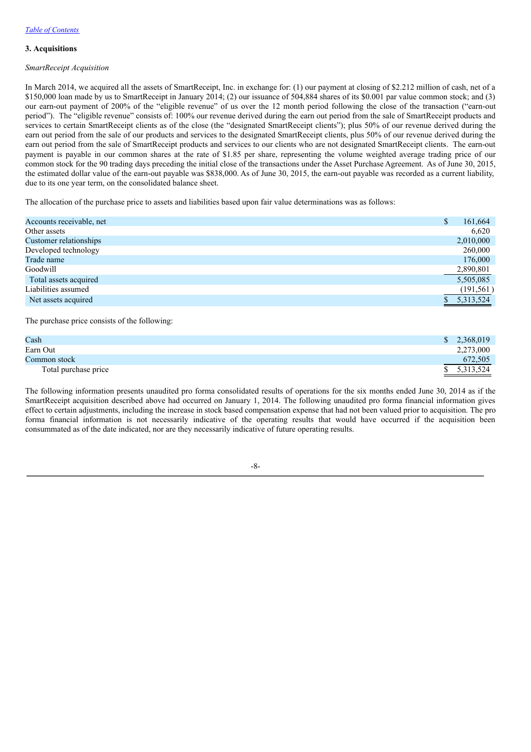[Table of Contents](#)

### 3. Acquisitions

*SmartReceipt Acquisition*

In March 2014, we acquired all the assets of SmartReceipt, Inc. in exchange for: (1) our payment at closing of $2.212 million of cash, net of a $150,000 loan made by us to SmartReceipt in January 2014; (2) our issuance of 504,884 shares of its $0.001 par value common stock; and (3) our earn-out payment of 200% of the "eligible revenue" of us over the 12 month period following the close of the transaction ("earn-out period"). The "eligible revenue" consists of: 100% our revenue derived during the earn out period from the sale of SmartReceipt products and services to certain SmartReceipt clients as of the close (the "designated SmartReceipt clients"); plus 50% of our revenue derived during the earn out period from the sale of our products and services to the designated SmartReceipt clients, plus 50% of our revenue derived during the earn out period from the sale of SmartReceipt products and services to our clients who are not designated SmartReceipt clients. The earn-out payment is payable in our common shares at the rate of $1.85 per share, representing the volume weighted average trading price of our common stock for the 90 trading days preceding the initial close of the transactions under the Asset Purchase Agreement. As of June 30, 2015, the estimated dollar value of the earn-out payable was $838,000. As of June 30, 2015, the earn-out payable was recorded as a current liability, due to its one year term, on the consolidated balance sheet.

The allocation of the purchase price to assets and liabilities based upon fair value determinations was as follows:

| | |
|---|---|
| Accounts receivable, net | $ 161,664 |
| Other assets | 6,620 |
| Customer relationships | 2,010,000 |
| Developed technology | 260,000 |
| Trade name | 176,000 |
| Goodwill | 2,890,801 |
| Total assets acquired | 5,505,085 |
| Liabilities assumed | (191,561) |
| Net assets acquired | $ 5,313,524 |

The purchase price consists of the following:

| | |
|---|---|
| Cash | $ 2,368,019 |
| Earn Out | 2,273,000 |
| Common stock | 672,505 |
| Total purchase price | $ 5,313,524 |

The following information presents unaudited pro forma consolidated results of operations for the six months ended June 30, 2014 as if the SmartReceipt acquisition described above had occurred on January 1, 2014. The following unaudited pro forma financial information gives effect to certain adjustments, including the increase in stock based compensation expense that had not been valued prior to acquisition. The pro forma financial information is not necessarily indicative of the operating results that would have occurred if the acquisition been consummated as of the date indicated, nor are they necessarily indicative of future operating results.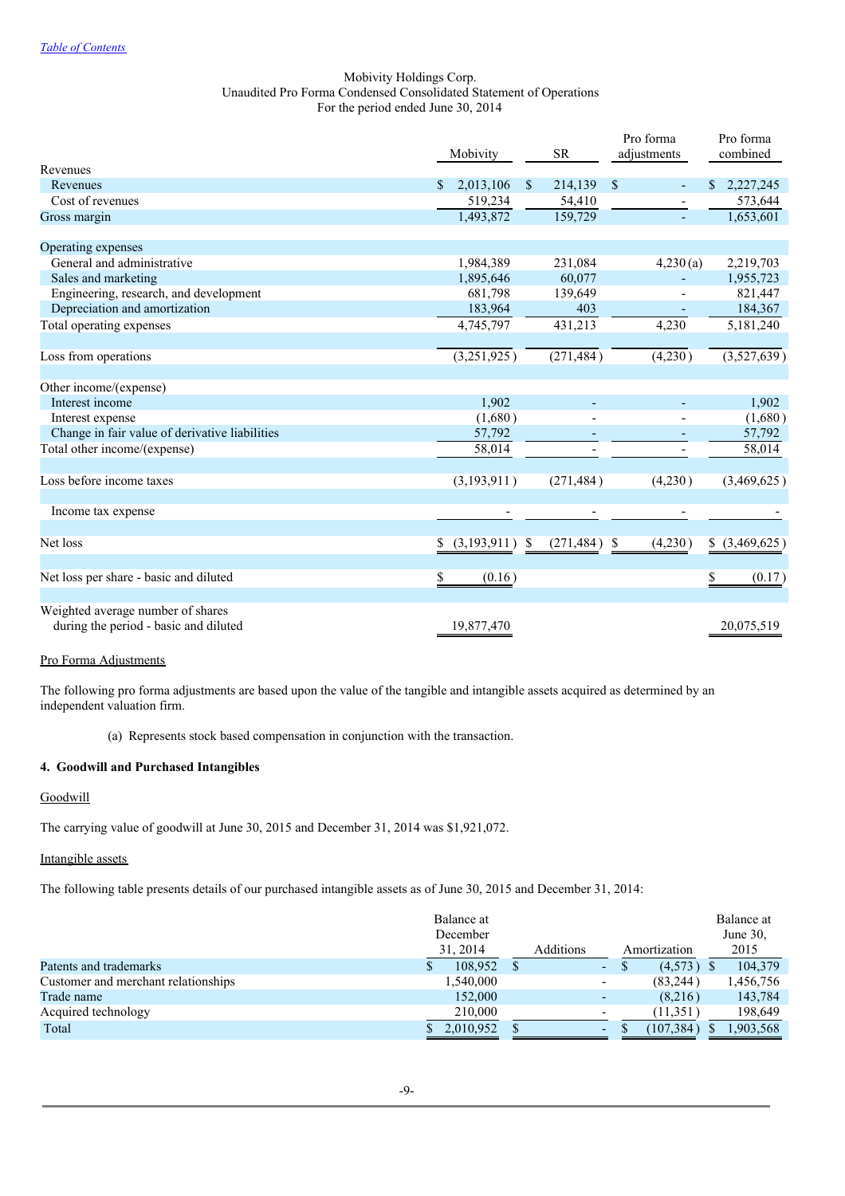Mobivity Holdings Corp.
Unaudited Pro Forma Condensed Consolidated Statement of Operations
For the period ended June 30, 2014

| | Mobivity | SR | Pro forma adjustments | Pro forma combined |
|---|---|---|---|---|
| Revenues | | | | |
| Revenues | $ 2,013,106 | $ 214,139 | $ - | $ 2,227,245 |
| Cost of revenues | 519,234 | 54,410 | - | 573,644 |
| Gross margin | 1,493,872 | 159,729 | - | 1,653,601 |
| Operating expenses | | | | |
| General and administrative | 1,984,389 | 231,084 | 4,230 (a) | 2,219,703 |
| Sales and marketing | 1,895,646 | 60,077 | - | 1,955,723 |
| Engineering, research, and development | 681,798 | 139,649 | - | 821,447 |
| Depreciation and amortization | 183,964 | 403 | - | 184,367 |
| Total operating expenses | 4,745,797 | 431,213 | 4,230 | 5,181,240 |
| Loss from operations | (3,251,925) | (271,484) | (4,230) | (3,527,639) |
| Other income/(expense) | | | | |
| Interest income | 1,902 | - | - | 1,902 |
| Interest expense | (1,680) | - | - | (1,680) |
| Change in fair value of derivative liabilities | 57,792 | - | - | 57,792 |
| Total other income/(expense) | 58,014 | - | - | 58,014 |
| Loss before income taxes | (3,193,911) | (271,484) | (4,230) | (3,469,625) |
| Income tax expense | - | - | - | - |
| Net loss | $ (3,193,911) | $ (271,484) | $ (4,230) | $ (3,469,625) |
| Net loss per share - basic and diluted | $ (0.16) | | | $ (0.17) |
| Weighted average number of shares during the period - basic and diluted | 19,877,470 | | | 20,075,519 |

Pro Forma Adjustments

The following pro forma adjustments are based upon the value of the tangible and intangible assets acquired as determined by an independent valuation firm.

(a) Represents stock based compensation in conjunction with the transaction.

### 4. Goodwill and Purchased Intangibles

Goodwill

The carrying value of goodwill at June 30, 2015 and December 31, 2014 was $1,921,072.

Intangible assets

The following table presents details of our purchased intangible assets as of June 30, 2015 and December 31, 2014:

| | Balance at December 31, 2014 | Additions | Amortization | Balance at June 30, 2015 |
|---|---|---|---|---|
| Patents and trademarks | $ 108,952 | $ - | $ (4,573) | $ 104,379 |
| Customer and merchant relationships | 1,540,000 | - | (83,244) | 1,456,756 |
| Trade name | 152,000 | - | (8,216) | 143,784 |
| Acquired technology | 210,000 | - | (11,351) | 198,649 |
| Total | $ 2,010,952 | $ - | $ (107,384) | $ 1,903,568 |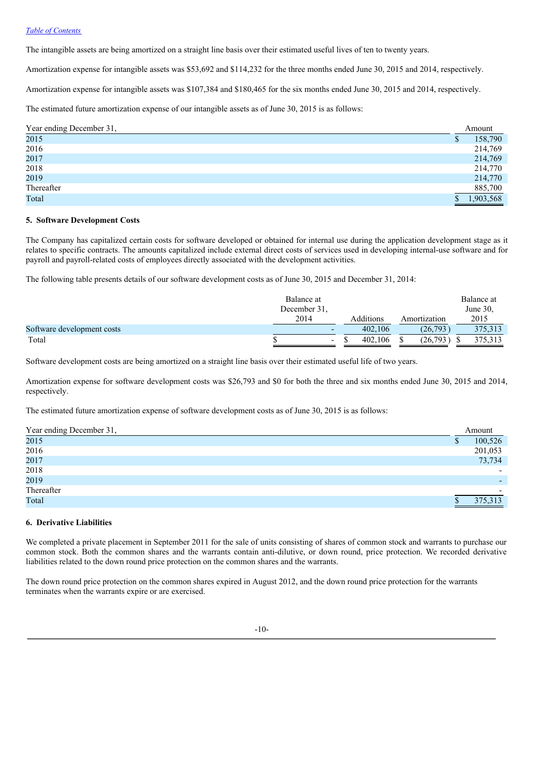The intangible assets are being amortized on a straight line basis over their estimated useful lives of ten to twenty years.

Amortization expense for intangible assets was $53,692 and $114,232 for the three months ended June 30, 2015 and 2014, respectively.

Amortization expense for intangible assets was $107,384 and $180,465 for the six months ended June 30, 2015 and 2014, respectively.

The estimated future amortization expense of our intangible assets as of June 30, 2015 is as follows:

| Year ending December 31, | Amount |
|---|---|
| 2015 | $ 158,790 |
| 2016 | 214,769 |
| 2017 | 214,769 |
| 2018 | 214,770 |
| 2019 | 214,770 |
| Thereafter | 885,700 |
| Total | $ 1,903,568 |

**5. Software Development Costs**

The Company has capitalized certain costs for software developed or obtained for internal use during the application development stage as it relates to specific contracts. The amounts capitalized include external direct costs of services used in developing internal-use software and for payroll and payroll-related costs of employees directly associated with the development activities.

The following table presents details of our software development costs as of June 30, 2015 and December 31, 2014:

| | Balance at December 31, 2014 | Additions | Amortization | Balance at June 30, 2015 |
|---|---|---|---|---|
| Software development costs | - | 402,106 | (26,793) | 375,313 |
| Total | $ - | $ 402,106 | $ (26,793) | $ 375,313 |

Software development costs are being amortized on a straight line basis over their estimated useful life of two years.

Amortization expense for software development costs was $26,793 and $0 for both the three and six months ended June 30, 2015 and 2014, respectively.

The estimated future amortization expense of software development costs as of June 30, 2015 is as follows:

| Year ending December 31, | Amount |
|---|---|
| 2015 | $ 100,526 |
| 2016 | 201,053 |
| 2017 | 73,734 |
| 2018 | - |
| 2019 | - |
| Thereafter | - |
| Total | $ 375,313 |

**6. Derivative Liabilities**

We completed a private placement in September 2011 for the sale of units consisting of shares of common stock and warrants to purchase our common stock. Both the common shares and the warrants contain anti-dilutive, or down round, price protection. We recorded derivative liabilities related to the down round price protection on the common shares and the warrants.

The down round price protection on the common shares expired in August 2012, and the down round price protection for the warrants terminates when the warrants expire or are exercised.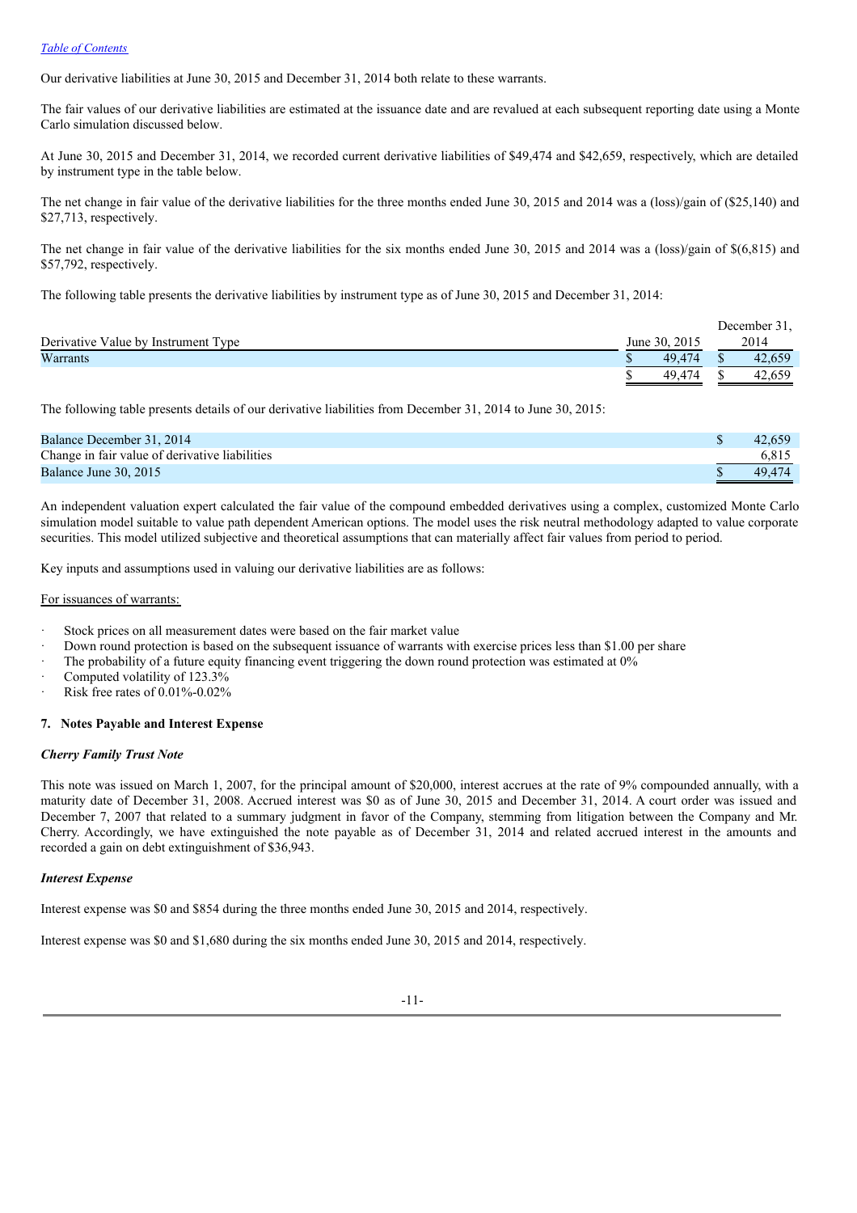Our derivative liabilities at June 30, 2015 and December 31, 2014 both relate to these warrants.

The fair values of our derivative liabilities are estimated at the issuance date and are revalued at each subsequent reporting date using a Monte Carlo simulation discussed below.

At June 30, 2015 and December 31, 2014, we recorded current derivative liabilities of $49,474 and $42,659, respectively, which are detailed by instrument type in the table below.

The net change in fair value of the derivative liabilities for the three months ended June 30, 2015 and 2014 was a (loss)/gain of ($25,140) and $27,713, respectively.

The net change in fair value of the derivative liabilities for the six months ended June 30, 2015 and 2014 was a (loss)/gain of $(6,815) and $57,792, respectively.

The following table presents the derivative liabilities by instrument type as of June 30, 2015 and December 31, 2014:

| Derivative Value by Instrument Type | June 30, 2015 | December 31, 2014 |
|---|---|---|
| Warrants | $ 49,474 | $ 42,659 |
| | $ 49,474 | $ 42,659 |

The following table presents details of our derivative liabilities from December 31, 2014 to June 30, 2015:

| | |
|---|---|
| Balance December 31, 2014 | $ 42,659 |
| Change in fair value of derivative liabilities | 6,815 |
| Balance June 30, 2015 | $ 49,474 |

An independent valuation expert calculated the fair value of the compound embedded derivatives using a complex, customized Monte Carlo simulation model suitable to value path dependent American options. The model uses the risk neutral methodology adapted to value corporate securities. This model utilized subjective and theoretical assumptions that can materially affect fair values from period to period.

Key inputs and assumptions used in valuing our derivative liabilities are as follows:

For issuances of warrants:

- Stock prices on all measurement dates were based on the fair market value
- Down round protection is based on the subsequent issuance of warrants with exercise prices less than $1.00 per share
- The probability of a future equity financing event triggering the down round protection was estimated at 0%
- Computed volatility of 123.3%
- Risk free rates of 0.01%-0.02%

**7. Notes Payable and Interest Expense**

***Cherry Family Trust Note***

This note was issued on March 1, 2007, for the principal amount of $20,000, interest accrues at the rate of 9% compounded annually, with a maturity date of December 31, 2008. Accrued interest was $0 as of June 30, 2015 and December 31, 2014. A court order was issued and December 7, 2007 that related to a summary judgment in favor of the Company, stemming from litigation between the Company and Mr. Cherry. Accordingly, we have extinguished the note payable as of December 31, 2014 and related accrued interest in the amounts and recorded a gain on debt extinguishment of $36,943.

***Interest Expense***

Interest expense was $0 and $854 during the three months ended June 30, 2015 and 2014, respectively.

Interest expense was $0 and $1,680 during the six months ended June 30, 2015 and 2014, respectively.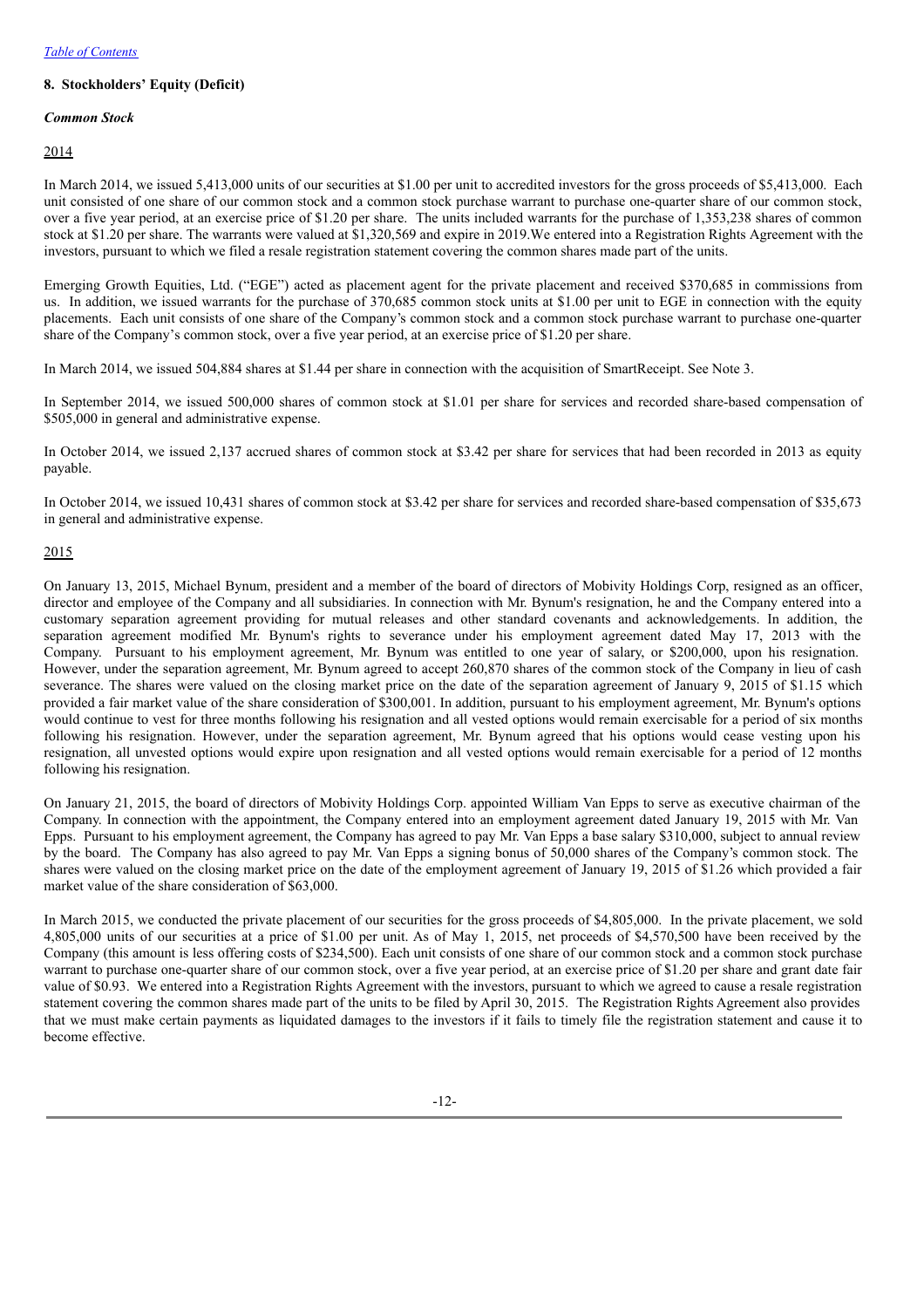[Table of Contents](#)

## 8. Stockholders' Equity (Deficit)

### *Common Stock*

<u>2014</u>

In March 2014, we issued 5,413,000 units of our securities at $1.00 per unit to accredited investors for the gross proceeds of $5,413,000. Each unit consisted of one share of our common stock and a common stock purchase warrant to purchase one-quarter share of our common stock, over a five year period, at an exercise price of $1.20 per share. The units included warrants for the purchase of 1,353,238 shares of common stock at $1.20 per share. The warrants were valued at $1,320,569 and expire in 2019.We entered into a Registration Rights Agreement with the investors, pursuant to which we filed a resale registration statement covering the common shares made part of the units.

Emerging Growth Equities, Ltd. ("EGE") acted as placement agent for the private placement and received $370,685 in commissions from us. In addition, we issued warrants for the purchase of 370,685 common stock units at $1.00 per unit to EGE in connection with the equity placements. Each unit consists of one share of the Company's common stock and a common stock purchase warrant to purchase one-quarter share of the Company's common stock, over a five year period, at an exercise price of $1.20 per share.

In March 2014, we issued 504,884 shares at $1.44 per share in connection with the acquisition of SmartReceipt. See Note 3.

In September 2014, we issued 500,000 shares of common stock at $1.01 per share for services and recorded share-based compensation of $505,000 in general and administrative expense.

In October 2014, we issued 2,137 accrued shares of common stock at $3.42 per share for services that had been recorded in 2013 as equity payable.

In October 2014, we issued 10,431 shares of common stock at $3.42 per share for services and recorded share-based compensation of $35,673 in general and administrative expense.

<u>2015</u>

On January 13, 2015, Michael Bynum, president and a member of the board of directors of Mobivity Holdings Corp, resigned as an officer, director and employee of the Company and all subsidiaries. In connection with Mr. Bynum's resignation, he and the Company entered into a customary separation agreement providing for mutual releases and other standard covenants and acknowledgements. In addition, the separation agreement modified Mr. Bynum's rights to severance under his employment agreement dated May 17, 2013 with the Company. Pursuant to his employment agreement, Mr. Bynum was entitled to one year of salary, or $200,000, upon his resignation. However, under the separation agreement, Mr. Bynum agreed to accept 260,870 shares of the common stock of the Company in lieu of cash severance. The shares were valued on the closing market price on the date of the separation agreement of January 9, 2015 of $1.15 which provided a fair market value of the share consideration of $300,001. In addition, pursuant to his employment agreement, Mr. Bynum's options would continue to vest for three months following his resignation and all vested options would remain exercisable for a period of six months following his resignation. However, under the separation agreement, Mr. Bynum agreed that his options would cease vesting upon his resignation, all unvested options would expire upon resignation and all vested options would remain exercisable for a period of 12 months following his resignation.

On January 21, 2015, the board of directors of Mobivity Holdings Corp. appointed William Van Epps to serve as executive chairman of the Company. In connection with the appointment, the Company entered into an employment agreement dated January 19, 2015 with Mr. Van Epps. Pursuant to his employment agreement, the Company has agreed to pay Mr. Van Epps a base salary $310,000, subject to annual review by the board. The Company has also agreed to pay Mr. Van Epps a signing bonus of 50,000 shares of the Company's common stock. The shares were valued on the closing market price on the date of the employment agreement of January 19, 2015 of $1.26 which provided a fair market value of the share consideration of $63,000.

In March 2015, we conducted the private placement of our securities for the gross proceeds of $4,805,000. In the private placement, we sold 4,805,000 units of our securities at a price of $1.00 per unit. As of May 1, 2015, net proceeds of $4,570,500 have been received by the Company (this amount is less offering costs of $234,500). Each unit consists of one share of our common stock and a common stock purchase warrant to purchase one-quarter share of our common stock, over a five year period, at an exercise price of $1.20 per share and grant date fair value of $0.93. We entered into a Registration Rights Agreement with the investors, pursuant to which we agreed to cause a resale registration statement covering the common shares made part of the units to be filed by April 30, 2015. The Registration Rights Agreement also provides that we must make certain payments as liquidated damages to the investors if it fails to timely file the registration statement and cause it to become effective.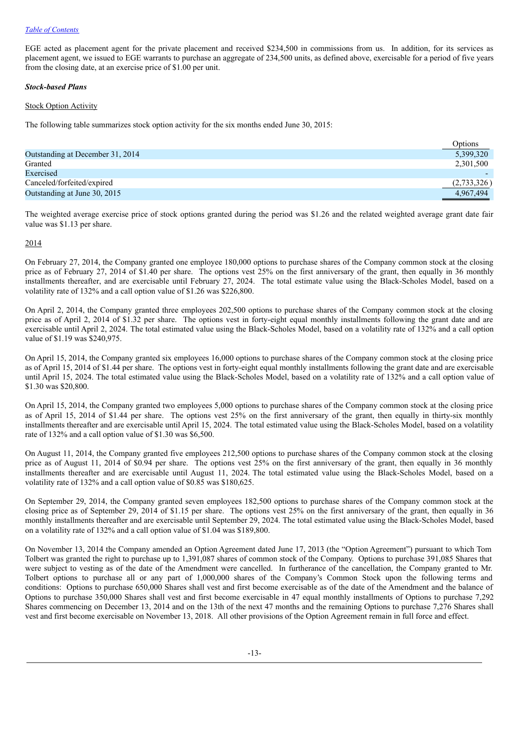[Table of Contents]

EGE acted as placement agent for the private placement and received $234,500 in commissions from us. In addition, for its services as placement agent, we issued to EGE warrants to purchase an aggregate of 234,500 units, as defined above, exercisable for a period of five years from the closing date, at an exercise price of $1.00 per unit.

***Stock-based Plans***

Stock Option Activity

The following table summarizes stock option activity for the six months ended June 30, 2015:

| | Options |
|---|---|
| Outstanding at December 31, 2014 | 5,399,320 |
| Granted | 2,301,500 |
| Exercised | - |
| Canceled/forfeited/expired | (2,733,326) |
| Outstanding at June 30, 2015 | 4,967,494 |

The weighted average exercise price of stock options granted during the period was $1.26 and the related weighted average grant date fair value was $1.13 per share.

2014

On February 27, 2014, the Company granted one employee 180,000 options to purchase shares of the Company common stock at the closing price as of February 27, 2014 of $1.40 per share. The options vest 25% on the first anniversary of the grant, then equally in 36 monthly installments thereafter, and are exercisable until February 27, 2024. The total estimate value using the Black-Scholes Model, based on a volatility rate of 132% and a call option value of $1.26 was $226,800.

On April 2, 2014, the Company granted three employees 202,500 options to purchase shares of the Company common stock at the closing price as of April 2, 2014 of $1.32 per share. The options vest in forty-eight equal monthly installments following the grant date and are exercisable until April 2, 2024. The total estimated value using the Black-Scholes Model, based on a volatility rate of 132% and a call option value of $1.19 was $240,975.

On April 15, 2014, the Company granted six employees 16,000 options to purchase shares of the Company common stock at the closing price as of April 15, 2014 of $1.44 per share. The options vest in forty-eight equal monthly installments following the grant date and are exercisable until April 15, 2024. The total estimated value using the Black-Scholes Model, based on a volatility rate of 132% and a call option value of $1.30 was $20,800.

On April 15, 2014, the Company granted two employees 5,000 options to purchase shares of the Company common stock at the closing price as of April 15, 2014 of $1.44 per share. The options vest 25% on the first anniversary of the grant, then equally in thirty-six monthly installments thereafter and are exercisable until April 15, 2024. The total estimated value using the Black-Scholes Model, based on a volatility rate of 132% and a call option value of $1.30 was $6,500.

On August 11, 2014, the Company granted five employees 212,500 options to purchase shares of the Company common stock at the closing price as of August 11, 2014 of $0.94 per share. The options vest 25% on the first anniversary of the grant, then equally in 36 monthly installments thereafter and are exercisable until August 11, 2024. The total estimated value using the Black-Scholes Model, based on a volatility rate of 132% and a call option value of $0.85 was $180,625.

On September 29, 2014, the Company granted seven employees 182,500 options to purchase shares of the Company common stock at the closing price as of September 29, 2014 of $1.15 per share. The options vest 25% on the first anniversary of the grant, then equally in 36 monthly installments thereafter and are exercisable until September 29, 2024. The total estimated value using the Black-Scholes Model, based on a volatility rate of 132% and a call option value of $1.04 was $189,800.

On November 13, 2014 the Company amended an Option Agreement dated June 17, 2013 (the "Option Agreement") pursuant to which Tom Tolbert was granted the right to purchase up to 1,391,087 shares of common stock of the Company. Options to purchase 391,085 Shares that were subject to vesting as of the date of the Amendment were cancelled. In furtherance of the cancellation, the Company granted to Mr. Tolbert options to purchase all or any part of 1,000,000 shares of the Company's Common Stock upon the following terms and conditions: Options to purchase 650,000 Shares shall vest and first become exercisable as of the date of the Amendment and the balance of Options to purchase 350,000 Shares shall vest and first become exercisable in 47 equal monthly installments of Options to purchase 7,292 Shares commencing on December 13, 2014 and on the 13th of the next 47 months and the remaining Options to purchase 7,276 Shares shall vest and first become exercisable on November 13, 2018. All other provisions of the Option Agreement remain in full force and effect.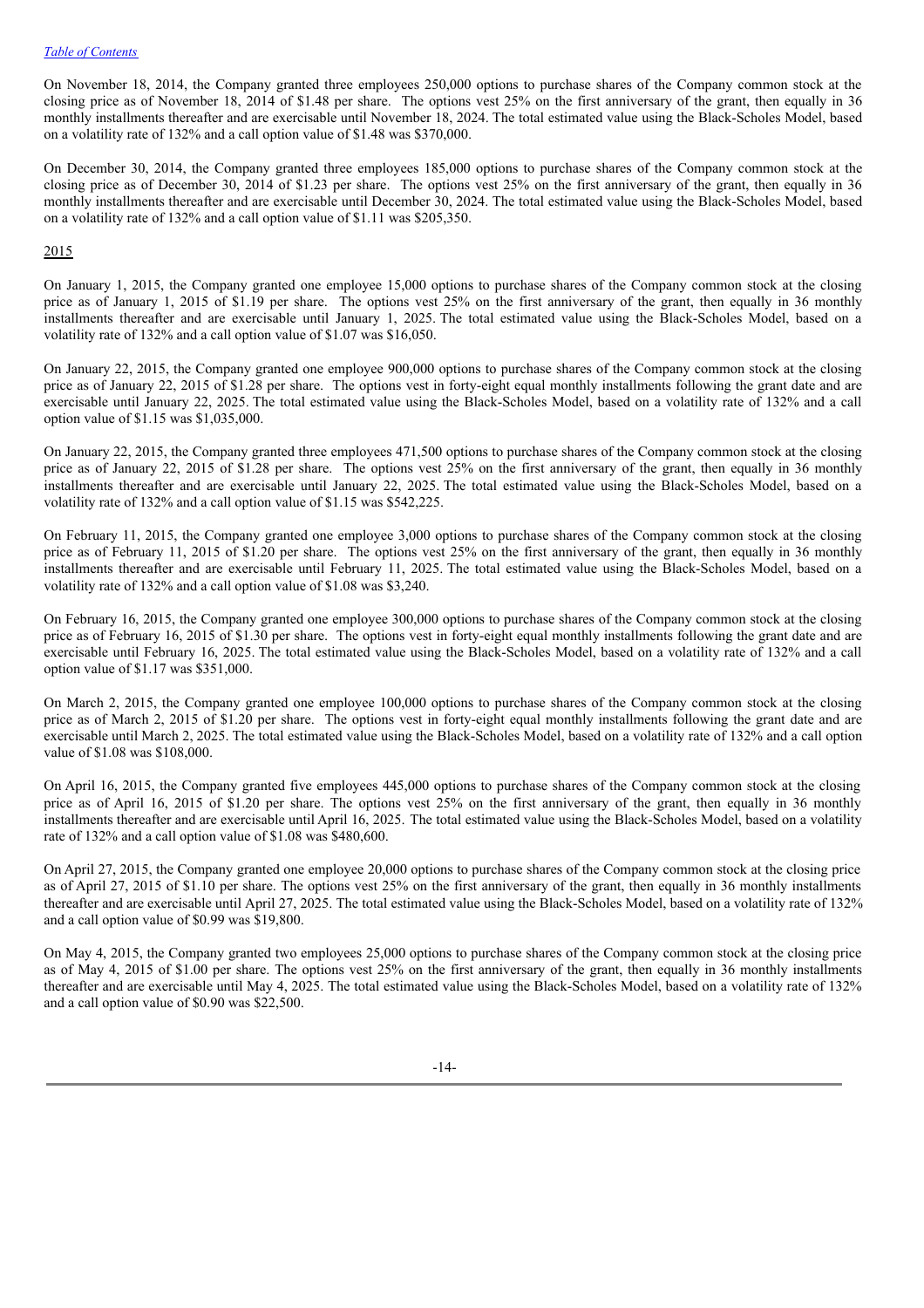On November 18, 2014, the Company granted three employees 250,000 options to purchase shares of the Company common stock at the closing price as of November 18, 2014 of $1.48 per share. The options vest 25% on the first anniversary of the grant, then equally in 36 monthly installments thereafter and are exercisable until November 18, 2024. The total estimated value using the Black-Scholes Model, based on a volatility rate of 132% and a call option value of $1.48 was $370,000.

On December 30, 2014, the Company granted three employees 185,000 options to purchase shares of the Company common stock at the closing price as of December 30, 2014 of $1.23 per share. The options vest 25% on the first anniversary of the grant, then equally in 36 monthly installments thereafter and are exercisable until December 30, 2024. The total estimated value using the Black-Scholes Model, based on a volatility rate of 132% and a call option value of $1.11 was $205,350.

2015

On January 1, 2015, the Company granted one employee 15,000 options to purchase shares of the Company common stock at the closing price as of January 1, 2015 of $1.19 per share. The options vest 25% on the first anniversary of the grant, then equally in 36 monthly installments thereafter and are exercisable until January 1, 2025. The total estimated value using the Black-Scholes Model, based on a volatility rate of 132% and a call option value of $1.07 was $16,050.

On January 22, 2015, the Company granted one employee 900,000 options to purchase shares of the Company common stock at the closing price as of January 22, 2015 of $1.28 per share. The options vest in forty-eight equal monthly installments following the grant date and are exercisable until January 22, 2025. The total estimated value using the Black-Scholes Model, based on a volatility rate of 132% and a call option value of $1.15 was $1,035,000.

On January 22, 2015, the Company granted three employees 471,500 options to purchase shares of the Company common stock at the closing price as of January 22, 2015 of $1.28 per share. The options vest 25% on the first anniversary of the grant, then equally in 36 monthly installments thereafter and are exercisable until January 22, 2025. The total estimated value using the Black-Scholes Model, based on a volatility rate of 132% and a call option value of $1.15 was $542,225.

On February 11, 2015, the Company granted one employee 3,000 options to purchase shares of the Company common stock at the closing price as of February 11, 2015 of $1.20 per share. The options vest 25% on the first anniversary of the grant, then equally in 36 monthly installments thereafter and are exercisable until February 11, 2025. The total estimated value using the Black-Scholes Model, based on a volatility rate of 132% and a call option value of $1.08 was $3,240.

On February 16, 2015, the Company granted one employee 300,000 options to purchase shares of the Company common stock at the closing price as of February 16, 2015 of $1.30 per share. The options vest in forty-eight equal monthly installments following the grant date and are exercisable until February 16, 2025. The total estimated value using the Black-Scholes Model, based on a volatility rate of 132% and a call option value of $1.17 was $351,000.

On March 2, 2015, the Company granted one employee 100,000 options to purchase shares of the Company common stock at the closing price as of March 2, 2015 of $1.20 per share. The options vest in forty-eight equal monthly installments following the grant date and are exercisable until March 2, 2025. The total estimated value using the Black-Scholes Model, based on a volatility rate of 132% and a call option value of $1.08 was $108,000.

On April 16, 2015, the Company granted five employees 445,000 options to purchase shares of the Company common stock at the closing price as of April 16, 2015 of $1.20 per share. The options vest 25% on the first anniversary of the grant, then equally in 36 monthly installments thereafter and are exercisable until April 16, 2025. The total estimated value using the Black-Scholes Model, based on a volatility rate of 132% and a call option value of $1.08 was $480,600.

On April 27, 2015, the Company granted one employee 20,000 options to purchase shares of the Company common stock at the closing price as of April 27, 2015 of $1.10 per share. The options vest 25% on the first anniversary of the grant, then equally in 36 monthly installments thereafter and are exercisable until April 27, 2025. The total estimated value using the Black-Scholes Model, based on a volatility rate of 132% and a call option value of $0.99 was $19,800.

On May 4, 2015, the Company granted two employees 25,000 options to purchase shares of the Company common stock at the closing price as of May 4, 2015 of $1.00 per share. The options vest 25% on the first anniversary of the grant, then equally in 36 monthly installments thereafter and are exercisable until May 4, 2025. The total estimated value using the Black-Scholes Model, based on a volatility rate of 132% and a call option value of $0.90 was $22,500.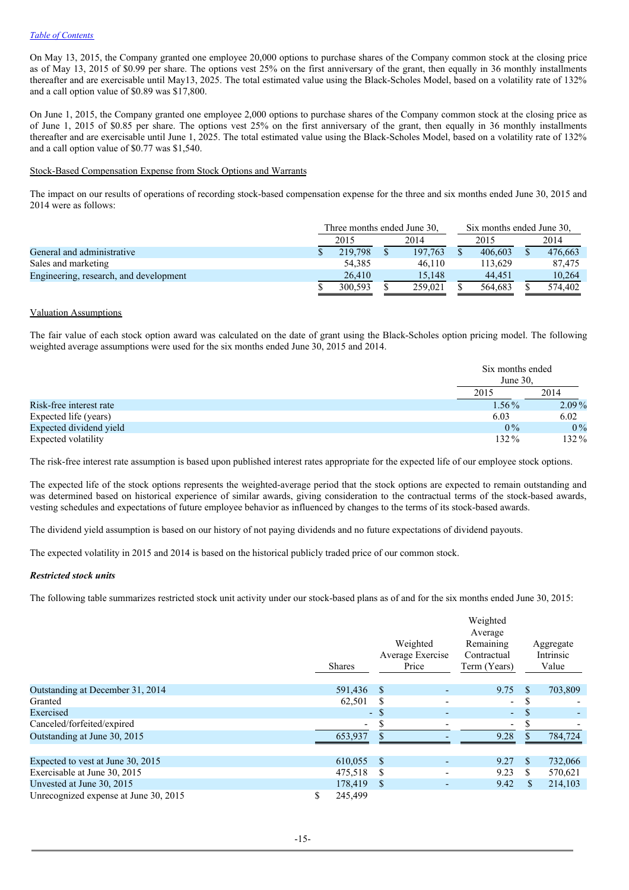[Table of Contents](#)

On May 13, 2015, the Company granted one employee 20,000 options to purchase shares of the Company common stock at the closing price as of May 13, 2015 of $0.99 per share. The options vest 25% on the first anniversary of the grant, then equally in 36 monthly installments thereafter and are exercisable until May13, 2025. The total estimated value using the Black-Scholes Model, based on a volatility rate of 132% and a call option value of $0.89 was $17,800.

On June 1, 2015, the Company granted one employee 2,000 options to purchase shares of the Company common stock at the closing price as of June 1, 2015 of $0.85 per share. The options vest 25% on the first anniversary of the grant, then equally in 36 monthly installments thereafter and are exercisable until June 1, 2025. The total estimated value using the Black-Scholes Model, based on a volatility rate of 132% and a call option value of $0.77 was $1,540.

Stock-Based Compensation Expense from Stock Options and Warrants

The impact on our results of operations of recording stock-based compensation expense for the three and six months ended June 30, 2015 and 2014 were as follows:

| | Three months ended June 30, | | Six months ended June 30, | |
|---|---|---|---|---|
| | 2015 | 2014 | 2015 | 2014 |
| General and administrative | $ 219,798 | $ 197,763 | $ 406,603 | $ 476,663 |
| Sales and marketing | 54,385 | 46,110 | 113,629 | 87,475 |
| Engineering, research, and development | 26,410 | 15,148 | 44,451 | 10,264 |
| | $ 300,593 | $ 259,021 | $ 564,683 | $ 574,402 |

Valuation Assumptions

The fair value of each stock option award was calculated on the date of grant using the Black-Scholes option pricing model. The following weighted average assumptions were used for the six months ended June 30, 2015 and 2014.

| | Six months ended June 30, | |
|---|---|---|
| | 2015 | 2014 |
| Risk-free interest rate | 1.56% | 2.09% |
| Expected life (years) | 6.03 | 6.02 |
| Expected dividend yield | 0% | 0% |
| Expected volatility | 132% | 132% |

The risk-free interest rate assumption is based upon published interest rates appropriate for the expected life of our employee stock options.

The expected life of the stock options represents the weighted-average period that the stock options are expected to remain outstanding and was determined based on historical experience of similar awards, giving consideration to the contractual terms of the stock-based awards, vesting schedules and expectations of future employee behavior as influenced by changes to the terms of its stock-based awards.

The dividend yield assumption is based on our history of not paying dividends and no future expectations of dividend payouts.

The expected volatility in 2015 and 2014 is based on the historical publicly traded price of our common stock.

***Restricted stock units***

The following table summarizes restricted stock unit activity under our stock-based plans as of and for the six months ended June 30, 2015:

| | Shares | Weighted Average Exercise Price | Weighted Average Remaining Contractual Term (Years) | Aggregate Intrinsic Value |
|---|---|---|---|---|
| Outstanding at December 31, 2014 | 591,436 | $ - | 9.75 | $ 703,809 |
| Granted | 62,501 | $ - | - | $ - |
| Exercised | - | $ - | - | $ - |
| Canceled/forfeited/expired | - | $ - | - | $ - |
| Outstanding at June 30, 2015 | 653,937 | $ - | 9.28 | $ 784,724 |
| | | | | |
| Expected to vest at June 30, 2015 | 610,055 | $ - | 9.27 | $ 732,066 |
| Exercisable at June 30, 2015 | 475,518 | $ - | 9.23 | $ 570,621 |
| Unvested at June 30, 2015 | 178,419 | $ - | 9.42 | $ 214,103 |
| Unrecognized expense at June 30, 2015 | $ 245,499 | | | |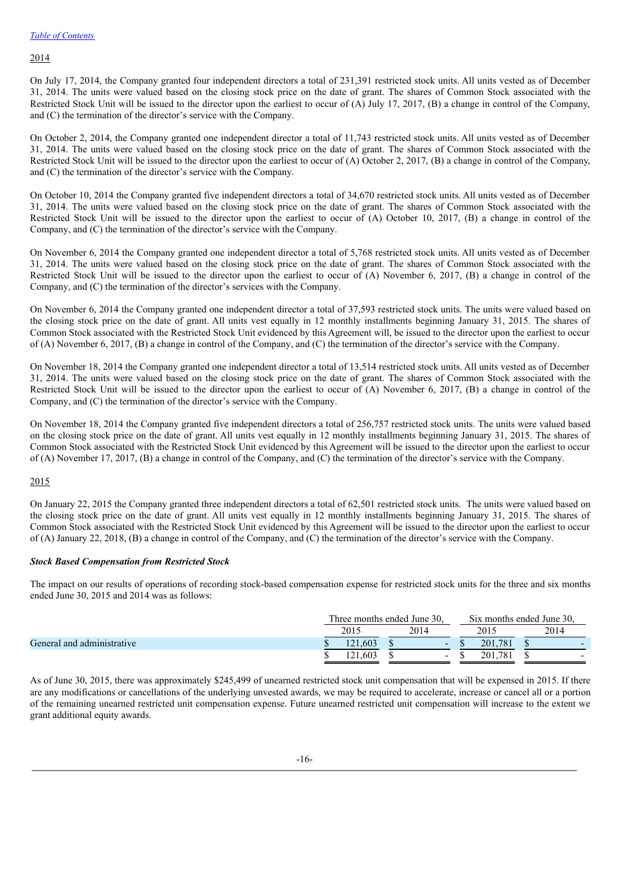2014

On July 17, 2014, the Company granted four independent directors a total of 231,391 restricted stock units. All units vested as of December 31, 2014. The units were valued based on the closing stock price on the date of grant. The shares of Common Stock associated with the Restricted Stock Unit will be issued to the director upon the earliest to occur of (A) July 17, 2017, (B) a change in control of the Company, and (C) the termination of the director's service with the Company.

On October 2, 2014, the Company granted one independent director a total of 11,743 restricted stock units. All units vested as of December 31, 2014. The units were valued based on the closing stock price on the date of grant. The shares of Common Stock associated with the Restricted Stock Unit will be issued to the director upon the earliest to occur of (A) October 2, 2017, (B) a change in control of the Company, and (C) the termination of the director's service with the Company.

On October 10, 2014 the Company granted five independent directors a total of 34,670 restricted stock units. All units vested as of December 31, 2014. The units were valued based on the closing stock price on the date of grant. The shares of Common Stock associated with the Restricted Stock Unit will be issued to the director upon the earliest to occur of (A) October 10, 2017, (B) a change in control of the Company, and (C) the termination of the director's service with the Company.

On November 6, 2014 the Company granted one independent director a total of 5,768 restricted stock units. All units vested as of December 31, 2014. The units were valued based on the closing stock price on the date of grant. The shares of Common Stock associated with the Restricted Stock Unit will be issued to the director upon the earliest to occur of (A) November 6, 2017, (B) a change in control of the Company, and (C) the termination of the director's services with the Company.

On November 6, 2014 the Company granted one independent director a total of 37,593 restricted stock units. The units were valued based on the closing stock price on the date of grant. All units vest equally in 12 monthly installments beginning January 31, 2015. The shares of Common Stock associated with the Restricted Stock Unit evidenced by this Agreement will, be issued to the director upon the earliest to occur of (A) November 6, 2017, (B) a change in control of the Company, and (C) the termination of the director's service with the Company.

On November 18, 2014 the Company granted one independent director a total of 13,514 restricted stock units. All units vested as of December 31, 2014. The units were valued based on the closing stock price on the date of grant. The shares of Common Stock associated with the Restricted Stock Unit will be issued to the director upon the earliest to occur of (A) November 6, 2017, (B) a change in control of the Company, and (C) the termination of the director's service with the Company.

On November 18, 2014 the Company granted five independent directors a total of 256,757 restricted stock units. The units were valued based on the closing stock price on the date of grant. All units vest equally in 12 monthly installments beginning January 31, 2015. The shares of Common Stock associated with the Restricted Stock Unit evidenced by this Agreement will be issued to the director upon the earliest to occur of (A) November 17, 2017, (B) a change in control of the Company, and (C) the termination of the director's service with the Company.

2015

On January 22, 2015 the Company granted three independent directors a total of 62,501 restricted stock units. The units were valued based on the closing stock price on the date of grant. All units vest equally in 12 monthly installments beginning January 31, 2015. The shares of Common Stock associated with the Restricted Stock Unit evidenced by this Agreement will be issued to the director upon the earliest to occur of (A) January 22, 2018, (B) a change in control of the Company, and (C) the termination of the director's service with the Company.

***Stock Based Compensation from Restricted Stock***

The impact on our results of operations of recording stock-based compensation expense for restricted stock units for the three and six months ended June 30, 2015 and 2014 was as follows:

| | Three months ended June 30, | | Six months ended June 30, | |
|---|---|---|---|---|
| | 2015 | 2014 | 2015 | 2014 |
| General and administrative | $ 121,603 | $ - | $ 201,781 | $ - |
| | $ 121,603 | $ - | $ 201,781 | $ - |

As of June 30, 2015, there was approximately $245,499 of unearned restricted stock unit compensation that will be expensed in 2015. If there are any modifications or cancellations of the underlying unvested awards, we may be required to accelerate, increase or cancel all or a portion of the remaining unearned restricted unit compensation expense. Future unearned restricted unit compensation will increase to the extent we grant additional equity awards.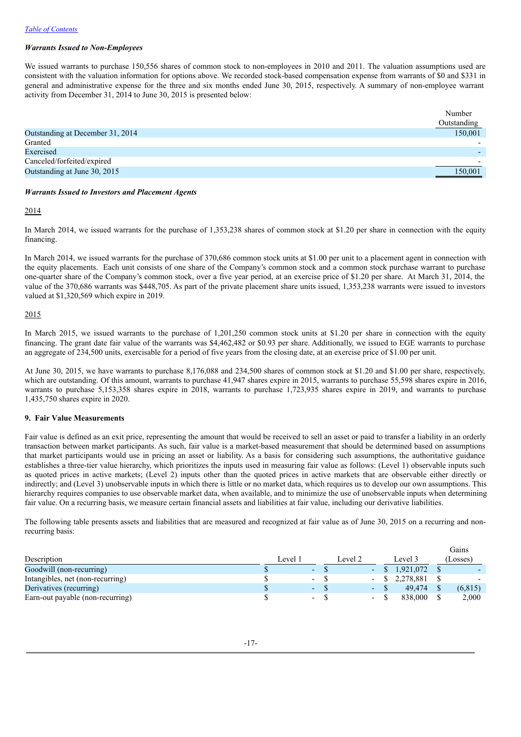[Table of Contents](#)

***Warrants Issued to Non-Employees***

We issued warrants to purchase 150,556 shares of common stock to non-employees in 2010 and 2011. The valuation assumptions used are consistent with the valuation information for options above. We recorded stock-based compensation expense from warrants of $0 and $331 in general and administrative expense for the three and six months ended June 30, 2015, respectively. A summary of non-employee warrant activity from December 31, 2014 to June 30, 2015 is presented below:

| | Number Outstanding |
|---|---|
| Outstanding at December 31, 2014 | 150,001 |
| Granted | - |
| Exercised | - |
| Canceled/forfeited/expired | - |
| Outstanding at June 30, 2015 | 150,001 |

***Warrants Issued to Investors and Placement Agents***

2014

In March 2014, we issued warrants for the purchase of 1,353,238 shares of common stock at $1.20 per share in connection with the equity financing.

In March 2014, we issued warrants for the purchase of 370,686 common stock units at $1.00 per unit to a placement agent in connection with the equity placements. Each unit consists of one share of the Company's common stock and a common stock purchase warrant to purchase one-quarter share of the Company's common stock, over a five year period, at an exercise price of $1.20 per share. At March 31, 2014, the value of the 370,686 warrants was $448,705. As part of the private placement share units issued, 1,353,238 warrants were issued to investors valued at $1,320,569 which expire in 2019.

2015

In March 2015, we issued warrants to the purchase of 1,201,250 common stock units at $1.20 per share in connection with the equity financing. The grant date fair value of the warrants was $4,462,482 or $0.93 per share. Additionally, we issued to EGE warrants to purchase an aggregate of 234,500 units, exercisable for a period of five years from the closing date, at an exercise price of $1.00 per unit.

At June 30, 2015, we have warrants to purchase 8,176,088 and 234,500 shares of common stock at $1.20 and $1.00 per share, respectively, which are outstanding. Of this amount, warrants to purchase 41,947 shares expire in 2015, warrants to purchase 55,598 shares expire in 2016, warrants to purchase 5,153,358 shares expire in 2018, warrants to purchase 1,723,935 shares expire in 2019, and warrants to purchase 1,435,750 shares expire in 2020.

**9. Fair Value Measurements**

Fair value is defined as an exit price, representing the amount that would be received to sell an asset or paid to transfer a liability in an orderly transaction between market participants. As such, fair value is a market-based measurement that should be determined based on assumptions that market participants would use in pricing an asset or liability. As a basis for considering such assumptions, the authoritative guidance establishes a three-tier value hierarchy, which prioritizes the inputs used in measuring fair value as follows: (Level 1) observable inputs such as quoted prices in active markets; (Level 2) inputs other than the quoted prices in active markets that are observable either directly or indirectly; and (Level 3) unobservable inputs in which there is little or no market data, which requires us to develop our own assumptions. This hierarchy requires companies to use observable market data, when available, and to minimize the use of unobservable inputs when determining fair value. On a recurring basis, we measure certain financial assets and liabilities at fair value, including our derivative liabilities.

The following table presents assets and liabilities that are measured and recognized at fair value as of June 30, 2015 on a recurring and non-recurring basis:

| Description | Level 1 | Level 2 | Level 3 | Gains (Losses) |
|---|---|---|---|---|
| Goodwill (non-recurring) | $ - | $ - | $ 1,921,072 | $ - |
| Intangibles, net (non-recurring) | $ - | $ - | $ 2,278,881 | $ - |
| Derivatives (recurring) | $ - | $ - | $ 49,474 | $ (6,815) |
| Earn-out payable (non-recurring) | $ - | $ - | $ 838,000 | $ 2,000 |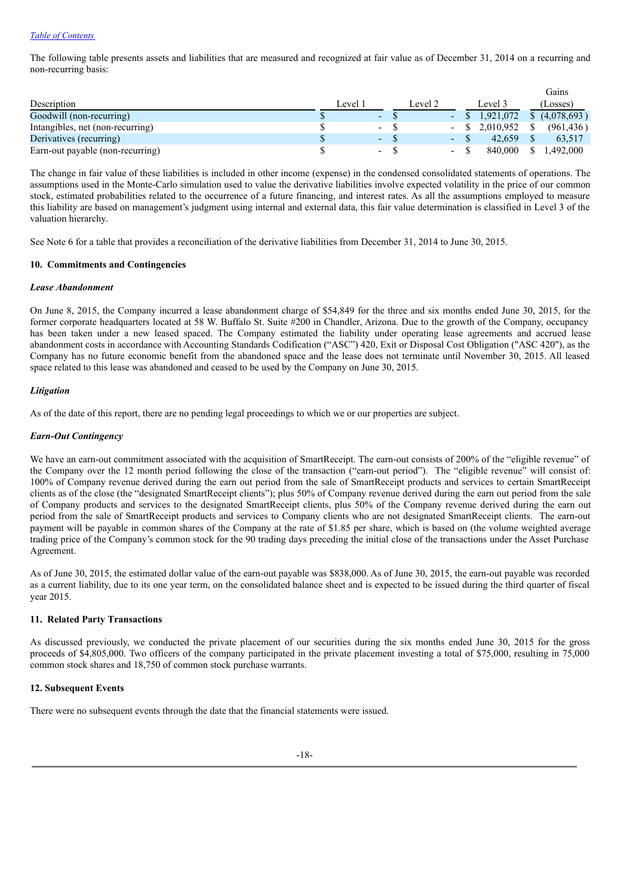The following table presents assets and liabilities that are measured and recognized at fair value as of December 31, 2014 on a recurring and non-recurring basis:

| Description | Level 1 | Level 2 | Level 3 | Gains (Losses) |
|---|---|---|---|---|
| Goodwill (non-recurring) | $ - | $ - | $ 1,921,072 | $ (4,078,693 ) |
| Intangibles, net (non-recurring) | $ - | $ - | $ 2,010,952 | $ (961,436 ) |
| Derivatives (recurring) | $ - | $ - | $ 42,659 | $ 63,517 |
| Earn-out payable (non-recurring) | $ - | $ - | $ 840,000 | $ 1,492,000 |

The change in fair value of these liabilities is included in other income (expense) in the condensed consolidated statements of operations. The assumptions used in the Monte-Carlo simulation used to value the derivative liabilities involve expected volatility in the price of our common stock, estimated probabilities related to the occurrence of a future financing, and interest rates. As all the assumptions employed to measure this liability are based on management's judgment using internal and external data, this fair value determination is classified in Level 3 of the valuation hierarchy.

See Note 6 for a table that provides a reconciliation of the derivative liabilities from December 31, 2014 to June 30, 2015.

**10. Commitments and Contingencies**

***Lease Abandonment***

On June 8, 2015, the Company incurred a lease abandonment charge of $54,849 for the three and six months ended June 30, 2015, for the former corporate headquarters located at 58 W. Buffalo St. Suite #200 in Chandler, Arizona. Due to the growth of the Company, occupancy has been taken under a new leased spaced. The Company estimated the liability under operating lease agreements and accrued lease abandonment costs in accordance with Accounting Standards Codification ("ASC") 420, Exit or Disposal Cost Obligation ("ASC 420"), as the Company has no future economic benefit from the abandoned space and the lease does not terminate until November 30, 2015. All leased space related to this lease was abandoned and ceased to be used by the Company on June 30, 2015.

***Litigation***

As of the date of this report, there are no pending legal proceedings to which we or our properties are subject.

***Earn-Out Contingency***

We have an earn-out commitment associated with the acquisition of SmartReceipt. The earn-out consists of 200% of the "eligible revenue" of the Company over the 12 month period following the close of the transaction ("earn-out period"). The "eligible revenue" will consist of: 100% of Company revenue derived during the earn out period from the sale of SmartReceipt products and services to certain SmartReceipt clients as of the close (the "designated SmartReceipt clients"); plus 50% of Company revenue derived during the earn out period from the sale of Company products and services to the designated SmartReceipt clients, plus 50% of the Company revenue derived during the earn out period from the sale of SmartReceipt products and services to Company clients who are not designated SmartReceipt clients. The earn-out payment will be payable in common shares of the Company at the rate of $1.85 per share, which is based on (the volume weighted average trading price of the Company's common stock for the 90 trading days preceding the initial close of the transactions under the Asset Purchase Agreement.

As of June 30, 2015, the estimated dollar value of the earn-out payable was $838,000. As of June 30, 2015, the earn-out payable was recorded as a current liability, due to its one year term, on the consolidated balance sheet and is expected to be issued during the third quarter of fiscal year 2015.

**11. Related Party Transactions**

As discussed previously, we conducted the private placement of our securities during the six months ended June 30, 2015 for the gross proceeds of $4,805,000. Two officers of the company participated in the private placement investing a total of $75,000, resulting in 75,000 common stock shares and 18,750 of common stock purchase warrants.

**12. Subsequent Events**

There were no subsequent events through the date that the financial statements were issued.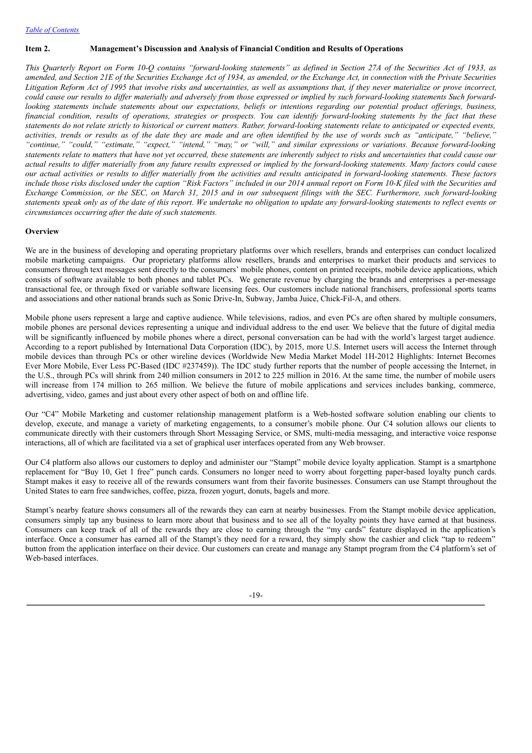[Table of Contents](#)

## Item 2. Management's Discussion and Analysis of Financial Condition and Results of Operations

*This Quarterly Report on Form 10-Q contains "forward-looking statements" as defined in Section 27A of the Securities Act of 1933, as amended, and Section 21E of the Securities Exchange Act of 1934, as amended, or the Exchange Act, in connection with the Private Securities Litigation Reform Act of 1995 that involve risks and uncertainties, as well as assumptions that, if they never materialize or prove incorrect, could cause our results to differ materially and adversely from those expressed or implied by such forward-looking statements Such forward-looking statements include statements about our expectations, beliefs or intentions regarding our potential product offerings, business, financial condition, results of operations, strategies or prospects. You can identify forward-looking statements by the fact that these statements do not relate strictly to historical or current matters. Rather, forward-looking statements relate to anticipated or expected events, activities, trends or results as of the date they are made and are often identified by the use of words such as "anticipate," "believe," "continue," "could," "estimate," "expect," "intend," "may," or "will," and similar expressions or variations. Because forward-looking statements relate to matters that have not yet occurred, these statements are inherently subject to risks and uncertainties that could cause our actual results to differ materially from any future results expressed or implied by the forward-looking statements. Many factors could cause our actual activities or results to differ materially from the activities and results anticipated in forward-looking statements. These factors include those risks disclosed under the caption "Risk Factors" included in our 2014 annual report on Form 10-K filed with the Securities and Exchange Commission, or the SEC, on March 31, 2015 and in our subsequent filings with the SEC. Furthermore, such forward-looking statements speak only as of the date of this report. We undertake no obligation to update any forward-looking statements to reflect events or circumstances occurring after the date of such statements.*

### Overview

We are in the business of developing and operating proprietary platforms over which resellers, brands and enterprises can conduct localized mobile marketing campaigns. Our proprietary platforms allow resellers, brands and enterprises to market their products and services to consumers through text messages sent directly to the consumers' mobile phones, content on printed receipts, mobile device applications, which consists of software available to both phones and tablet PCs. We generate revenue by charging the brands and enterprises a per-message transactional fee, or through fixed or variable software licensing fees. Our customers include national franchisers, professional sports teams and associations and other national brands such as Sonic Drive-In, Subway, Jamba Juice, Chick-Fil-A, and others.

Mobile phone users represent a large and captive audience. While televisions, radios, and even PCs are often shared by multiple consumers, mobile phones are personal devices representing a unique and individual address to the end user. We believe that the future of digital media will be significantly influenced by mobile phones where a direct, personal conversation can be had with the world's largest target audience. According to a report published by International Data Corporation (IDC), by 2015, more U.S. Internet users will access the Internet through mobile devices than through PCs or other wireline devices (Worldwide New Media Market Model 1H-2012 Highlights: Internet Becomes Ever More Mobile, Ever Less PC-Based (IDC #237459)). The IDC study further reports that the number of people accessing the Internet, in the U.S., through PCs will shrink from 240 million consumers in 2012 to 225 million in 2016. At the same time, the number of mobile users will increase from 174 million to 265 million. We believe the future of mobile applications and services includes banking, commerce, advertising, video, games and just about every other aspect of both on and offline life.

Our "C4" Mobile Marketing and customer relationship management platform is a Web-hosted software solution enabling our clients to develop, execute, and manage a variety of marketing engagements, to a consumer's mobile phone. Our C4 solution allows our clients to communicate directly with their customers through Short Messaging Service, or SMS, multi-media messaging, and interactive voice response interactions, all of which are facilitated via a set of graphical user interfaces operated from any Web browser.

Our C4 platform also allows our customers to deploy and administer our "Stampt" mobile device loyalty application. Stampt is a smartphone replacement for "Buy 10, Get 1 free" punch cards. Consumers no longer need to worry about forgetting paper-based loyalty punch cards. Stampt makes it easy to receive all of the rewards consumers want from their favorite businesses. Consumers can use Stampt throughout the United States to earn free sandwiches, coffee, pizza, frozen yogurt, donuts, bagels and more.

Stampt's nearby feature shows consumers all of the rewards they can earn at nearby businesses. From the Stampt mobile device application, consumers simply tap any business to learn more about that business and to see all of the loyalty points they have earned at that business. Consumers can keep track of all of the rewards they are close to earning through the "my cards" feature displayed in the application's interface. Once a consumer has earned all of the Stampt's they need for a reward, they simply show the cashier and click "tap to redeem" button from the application interface on their device. Our customers can create and manage any Stampt program from the C4 platform's set of Web-based interfaces.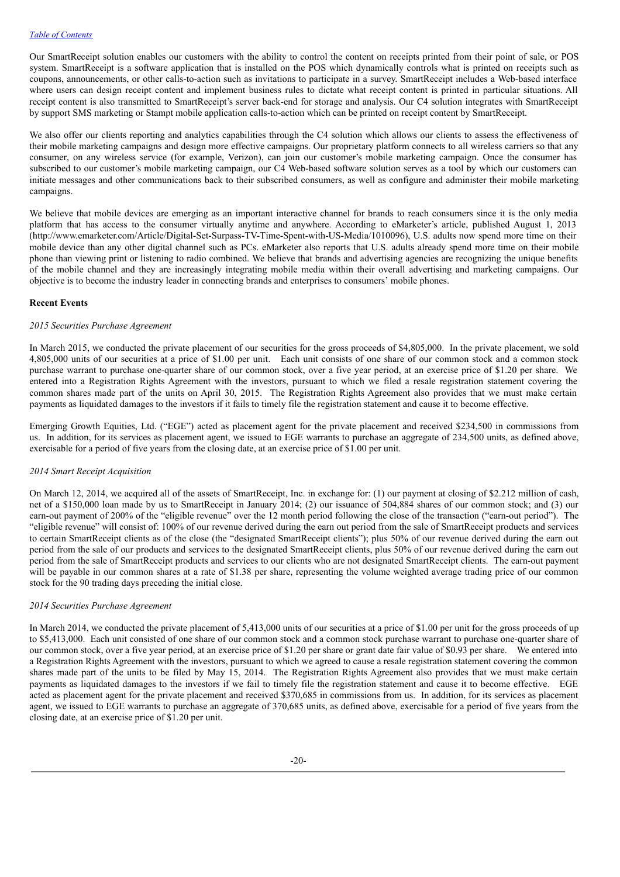Our SmartReceipt solution enables our customers with the ability to control the content on receipts printed from their point of sale, or POS system. SmartReceipt is a software application that is installed on the POS which dynamically controls what is printed on receipts such as coupons, announcements, or other calls-to-action such as invitations to participate in a survey. SmartReceipt includes a Web-based interface where users can design receipt content and implement business rules to dictate what receipt content is printed in particular situations. All receipt content is also transmitted to SmartReceipt's server back-end for storage and analysis. Our C4 solution integrates with SmartReceipt by support SMS marketing or Stampt mobile application calls-to-action which can be printed on receipt content by SmartReceipt.

We also offer our clients reporting and analytics capabilities through the C4 solution which allows our clients to assess the effectiveness of their mobile marketing campaigns and design more effective campaigns. Our proprietary platform connects to all wireless carriers so that any consumer, on any wireless service (for example, Verizon), can join our customer's mobile marketing campaign. Once the consumer has subscribed to our customer's mobile marketing campaign, our C4 Web-based software solution serves as a tool by which our customers can initiate messages and other communications back to their subscribed consumers, as well as configure and administer their mobile marketing campaigns.

We believe that mobile devices are emerging as an important interactive channel for brands to reach consumers since it is the only media platform that has access to the consumer virtually anytime and anywhere. According to eMarketer's article, published August 1, 2013 (http://www.emarketer.com/Article/Digital-Set-Surpass-TV-Time-Spent-with-US-Media/1010096), U.S. adults now spend more time on their mobile device than any other digital channel such as PCs. eMarketer also reports that U.S. adults already spend more time on their mobile phone than viewing print or listening to radio combined. We believe that brands and advertising agencies are recognizing the unique benefits of the mobile channel and they are increasingly integrating mobile media within their overall advertising and marketing campaigns. Our objective is to become the industry leader in connecting brands and enterprises to consumers' mobile phones.

**Recent Events**

*2015 Securities Purchase Agreement*

In March 2015, we conducted the private placement of our securities for the gross proceeds of $4,805,000. In the private placement, we sold 4,805,000 units of our securities at a price of $1.00 per unit. Each unit consists of one share of our common stock and a common stock purchase warrant to purchase one-quarter share of our common stock, over a five year period, at an exercise price of $1.20 per share. We entered into a Registration Rights Agreement with the investors, pursuant to which we filed a resale registration statement covering the common shares made part of the units on April 30, 2015. The Registration Rights Agreement also provides that we must make certain payments as liquidated damages to the investors if it fails to timely file the registration statement and cause it to become effective.

Emerging Growth Equities, Ltd. ("EGE") acted as placement agent for the private placement and received $234,500 in commissions from us. In addition, for its services as placement agent, we issued to EGE warrants to purchase an aggregate of 234,500 units, as defined above, exercisable for a period of five years from the closing date, at an exercise price of $1.00 per unit.

*2014 Smart Receipt Acquisition*

On March 12, 2014, we acquired all of the assets of SmartReceipt, Inc. in exchange for: (1) our payment at closing of $2.212 million of cash, net of a $150,000 loan made by us to SmartReceipt in January 2014; (2) our issuance of 504,884 shares of our common stock; and (3) our earn-out payment of 200% of the "eligible revenue" over the 12 month period following the close of the transaction ("earn-out period"). The "eligible revenue" will consist of: 100% of our revenue derived during the earn out period from the sale of SmartReceipt products and services to certain SmartReceipt clients as of the close (the "designated SmartReceipt clients"); plus 50% of our revenue derived during the earn out period from the sale of our products and services to the designated SmartReceipt clients, plus 50% of our revenue derived during the earn out period from the sale of SmartReceipt products and services to our clients who are not designated SmartReceipt clients. The earn-out payment will be payable in our common shares at a rate of $1.38 per share, representing the volume weighted average trading price of our common stock for the 90 trading days preceding the initial close.

*2014 Securities Purchase Agreement*

In March 2014, we conducted the private placement of 5,413,000 units of our securities at a price of $1.00 per unit for the gross proceeds of up to $5,413,000. Each unit consisted of one share of our common stock and a common stock purchase warrant to purchase one-quarter share of our common stock, over a five year period, at an exercise price of $1.20 per share or grant date fair value of $0.93 per share. We entered into a Registration Rights Agreement with the investors, pursuant to which we agreed to cause a resale registration statement covering the common shares made part of the units to be filed by May 15, 2014. The Registration Rights Agreement also provides that we must make certain payments as liquidated damages to the investors if we fail to timely file the registration statement and cause it to become effective. EGE acted as placement agent for the private placement and received $370,685 in commissions from us. In addition, for its services as placement agent, we issued to EGE warrants to purchase an aggregate of 370,685 units, as defined above, exercisable for a period of five years from the closing date, at an exercise price of $1.20 per unit.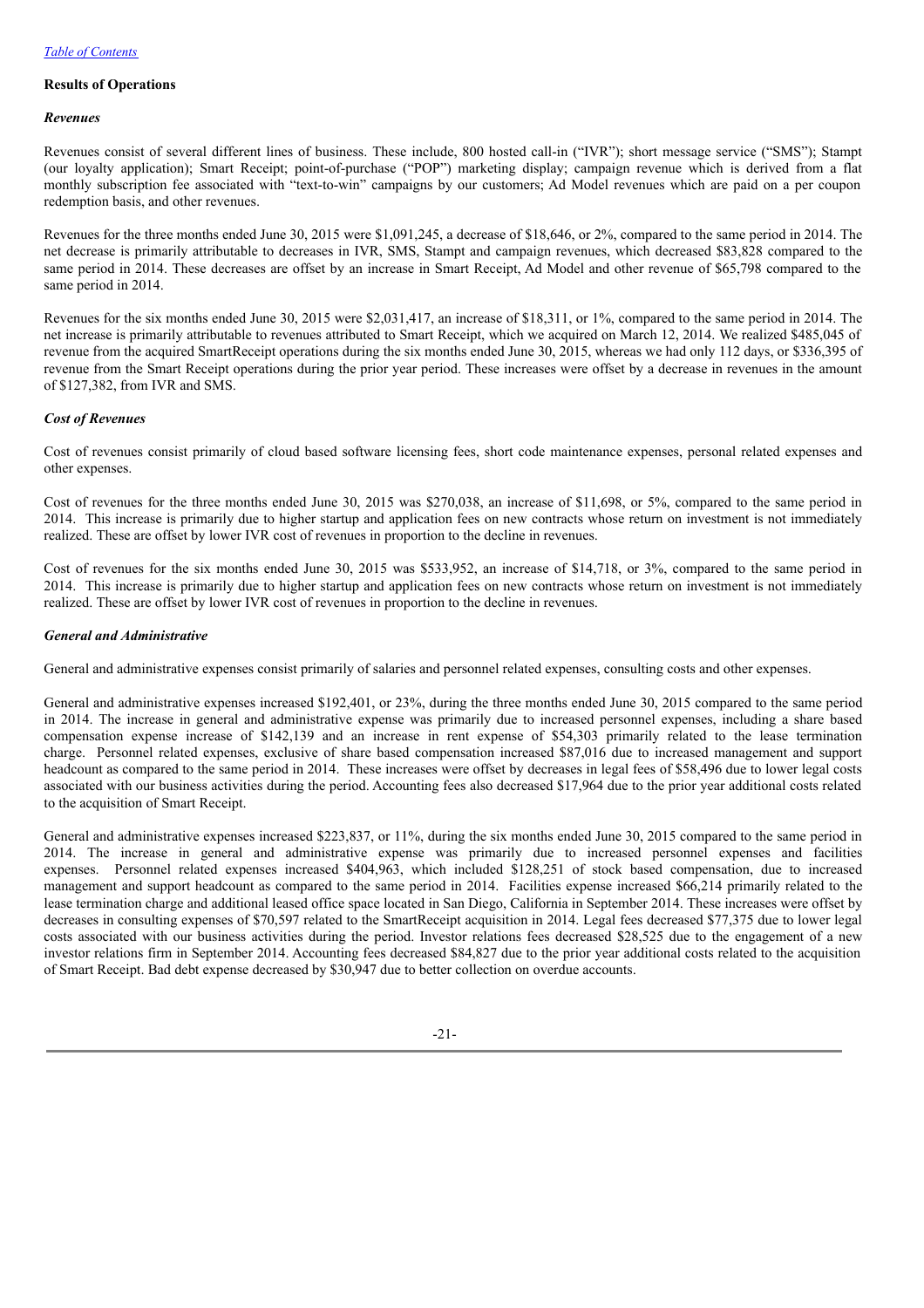[Table of Contents](#)

**Results of Operations**

***Revenues***

Revenues consist of several different lines of business. These include, 800 hosted call-in ("IVR"); short message service ("SMS"); Stampt (our loyalty application); Smart Receipt; point-of-purchase ("POP") marketing display; campaign revenue which is derived from a flat monthly subscription fee associated with "text-to-win" campaigns by our customers; Ad Model revenues which are paid on a per coupon redemption basis, and other revenues.

Revenues for the three months ended June 30, 2015 were $1,091,245, a decrease of $18,646, or 2%, compared to the same period in 2014. The net decrease is primarily attributable to decreases in IVR, SMS, Stampt and campaign revenues, which decreased $83,828 compared to the same period in 2014. These decreases are offset by an increase in Smart Receipt, Ad Model and other revenue of $65,798 compared to the same period in 2014.

Revenues for the six months ended June 30, 2015 were $2,031,417, an increase of $18,311, or 1%, compared to the same period in 2014. The net increase is primarily attributable to revenues attributed to Smart Receipt, which we acquired on March 12, 2014. We realized $485,045 of revenue from the acquired SmartReceipt operations during the six months ended June 30, 2015, whereas we had only 112 days, or $336,395 of revenue from the Smart Receipt operations during the prior year period. These increases were offset by a decrease in revenues in the amount of $127,382, from IVR and SMS.

***Cost of Revenues***

Cost of revenues consist primarily of cloud based software licensing fees, short code maintenance expenses, personal related expenses and other expenses.

Cost of revenues for the three months ended June 30, 2015 was $270,038, an increase of $11,698, or 5%, compared to the same period in 2014. This increase is primarily due to higher startup and application fees on new contracts whose return on investment is not immediately realized. These are offset by lower IVR cost of revenues in proportion to the decline in revenues.

Cost of revenues for the six months ended June 30, 2015 was $533,952, an increase of $14,718, or 3%, compared to the same period in 2014. This increase is primarily due to higher startup and application fees on new contracts whose return on investment is not immediately realized. These are offset by lower IVR cost of revenues in proportion to the decline in revenues.

***General and Administrative***

General and administrative expenses consist primarily of salaries and personnel related expenses, consulting costs and other expenses.

General and administrative expenses increased $192,401, or 23%, during the three months ended June 30, 2015 compared to the same period in 2014. The increase in general and administrative expense was primarily due to increased personnel expenses, including a share based compensation expense increase of $142,139 and an increase in rent expense of $54,303 primarily related to the lease termination charge. Personnel related expenses, exclusive of share based compensation increased $87,016 due to increased management and support headcount as compared to the same period in 2014. These increases were offset by decreases in legal fees of $58,496 due to lower legal costs associated with our business activities during the period. Accounting fees also decreased $17,964 due to the prior year additional costs related to the acquisition of Smart Receipt.

General and administrative expenses increased $223,837, or 11%, during the six months ended June 30, 2015 compared to the same period in 2014. The increase in general and administrative expense was primarily due to increased personnel expenses and facilities expenses. Personnel related expenses increased $404,963, which included $128,251 of stock based compensation, due to increased management and support headcount as compared to the same period in 2014. Facilities expense increased $66,214 primarily related to the lease termination charge and additional leased office space located in San Diego, California in September 2014. These increases were offset by decreases in consulting expenses of $70,597 related to the SmartReceipt acquisition in 2014. Legal fees decreased $77,375 due to lower legal costs associated with our business activities during the period. Investor relations fees decreased $28,525 due to the engagement of a new investor relations firm in September 2014. Accounting fees decreased $84,827 due to the prior year additional costs related to the acquisition of Smart Receipt. Bad debt expense decreased by $30,947 due to better collection on overdue accounts.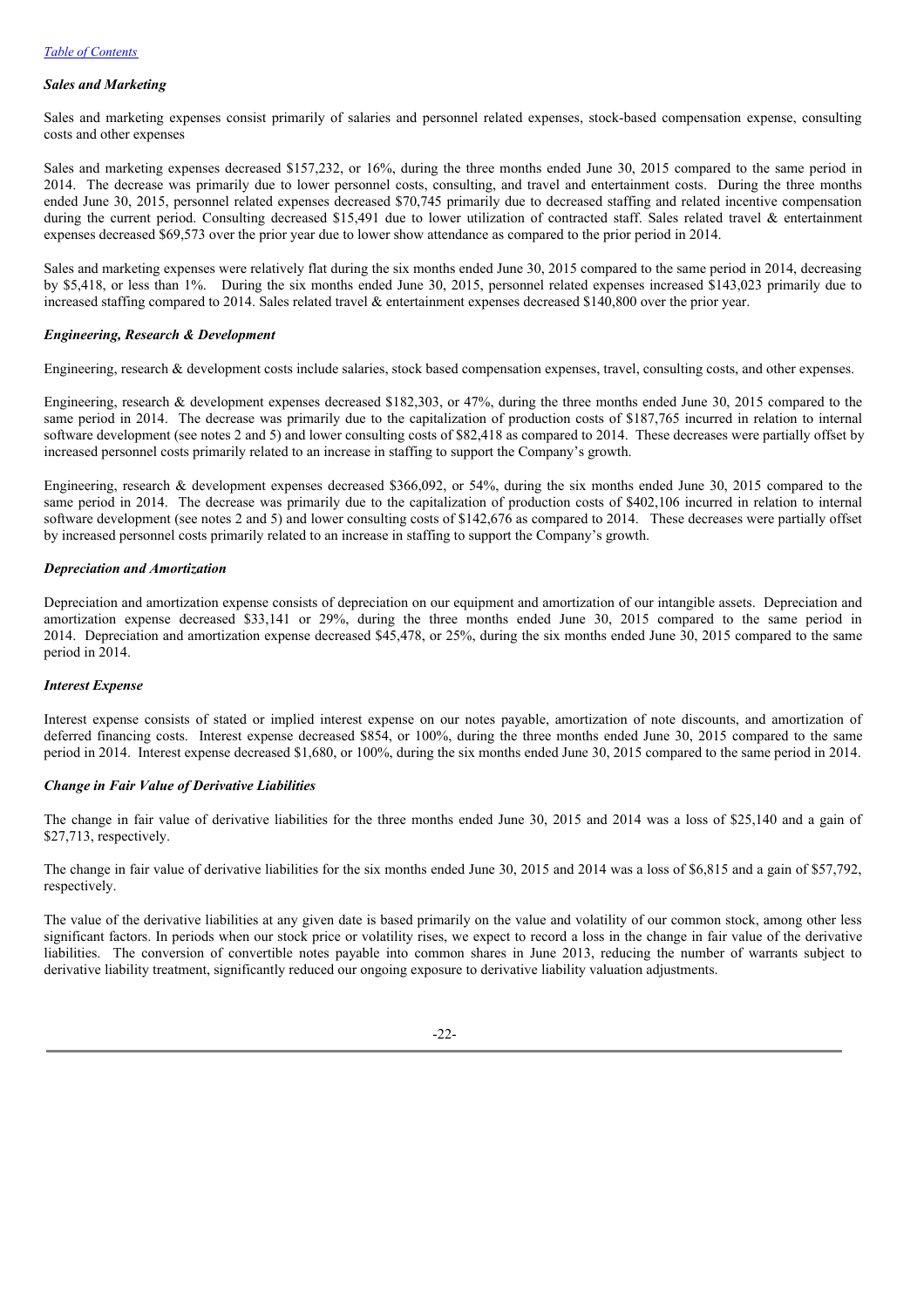*Sales and Marketing*

Sales and marketing expenses consist primarily of salaries and personnel related expenses, stock-based compensation expense, consulting costs and other expenses

Sales and marketing expenses decreased $157,232, or 16%, during the three months ended June 30, 2015 compared to the same period in 2014. The decrease was primarily due to lower personnel costs, consulting, and travel and entertainment costs. During the three months ended June 30, 2015, personnel related expenses decreased $70,745 primarily due to decreased staffing and related incentive compensation during the current period. Consulting decreased $15,491 due to lower utilization of contracted staff. Sales related travel & entertainment expenses decreased $69,573 over the prior year due to lower show attendance as compared to the prior period in 2014.

Sales and marketing expenses were relatively flat during the six months ended June 30, 2015 compared to the same period in 2014, decreasing by $5,418, or less than 1%. During the six months ended June 30, 2015, personnel related expenses increased $143,023 primarily due to increased staffing compared to 2014. Sales related travel & entertainment expenses decreased $140,800 over the prior year.

*Engineering, Research & Development*

Engineering, research & development costs include salaries, stock based compensation expenses, travel, consulting costs, and other expenses.

Engineering, research & development expenses decreased $182,303, or 47%, during the three months ended June 30, 2015 compared to the same period in 2014. The decrease was primarily due to the capitalization of production costs of $187,765 incurred in relation to internal software development (see notes 2 and 5) and lower consulting costs of $82,418 as compared to 2014. These decreases were partially offset by increased personnel costs primarily related to an increase in staffing to support the Company's growth.

Engineering, research & development expenses decreased $366,092, or 54%, during the six months ended June 30, 2015 compared to the same period in 2014. The decrease was primarily due to the capitalization of production costs of $402,106 incurred in relation to internal software development (see notes 2 and 5) and lower consulting costs of $142,676 as compared to 2014. These decreases were partially offset by increased personnel costs primarily related to an increase in staffing to support the Company's growth.

*Depreciation and Amortization*

Depreciation and amortization expense consists of depreciation on our equipment and amortization of our intangible assets. Depreciation and amortization expense decreased $33,141 or 29%, during the three months ended June 30, 2015 compared to the same period in 2014. Depreciation and amortization expense decreased $45,478, or 25%, during the six months ended June 30, 2015 compared to the same period in 2014.

*Interest Expense*

Interest expense consists of stated or implied interest expense on our notes payable, amortization of note discounts, and amortization of deferred financing costs. Interest expense decreased $854, or 100%, during the three months ended June 30, 2015 compared to the same period in 2014. Interest expense decreased $1,680, or 100%, during the six months ended June 30, 2015 compared to the same period in 2014.

*Change in Fair Value of Derivative Liabilities*

The change in fair value of derivative liabilities for the three months ended June 30, 2015 and 2014 was a loss of $25,140 and a gain of $27,713, respectively.

The change in fair value of derivative liabilities for the six months ended June 30, 2015 and 2014 was a loss of $6,815 and a gain of $57,792, respectively.

The value of the derivative liabilities at any given date is based primarily on the value and volatility of our common stock, among other less significant factors. In periods when our stock price or volatility rises, we expect to record a loss in the change in fair value of the derivative liabilities. The conversion of convertible notes payable into common shares in June 2013, reducing the number of warrants subject to derivative liability treatment, significantly reduced our ongoing exposure to derivative liability valuation adjustments.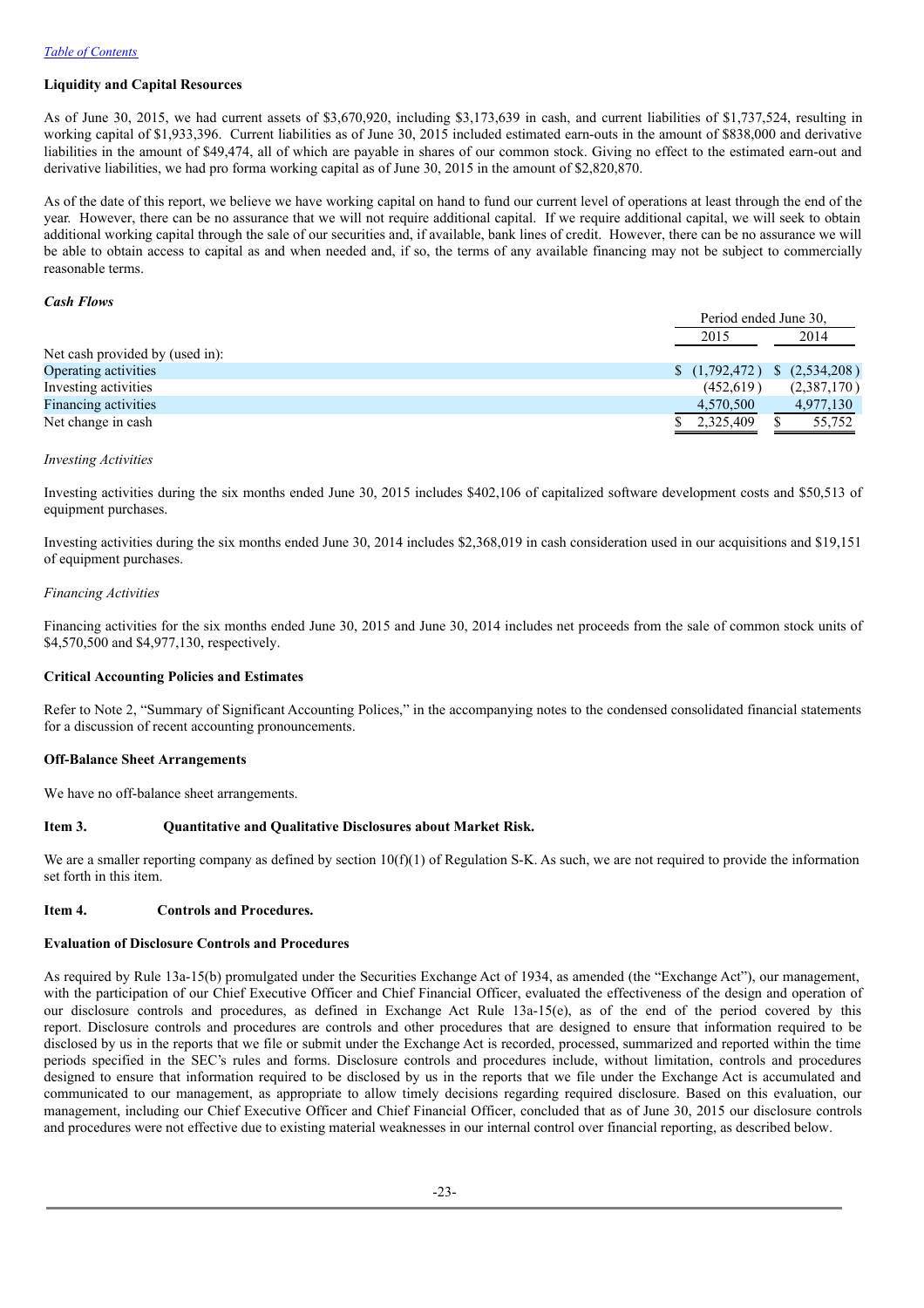**Liquidity and Capital Resources**

As of June 30, 2015, we had current assets of $3,670,920, including $3,173,639 in cash, and current liabilities of $1,737,524, resulting in working capital of $1,933,396. Current liabilities as of June 30, 2015 included estimated earn-outs in the amount of $838,000 and derivative liabilities in the amount of $49,474, all of which are payable in shares of our common stock. Giving no effect to the estimated earn-out and derivative liabilities, we had pro forma working capital as of June 30, 2015 in the amount of $2,820,870.

As of the date of this report, we believe we have working capital on hand to fund our current level of operations at least through the end of the year. However, there can be no assurance that we will not require additional capital. If we require additional capital, we will seek to obtain additional working capital through the sale of our securities and, if available, bank lines of credit. However, there can be no assurance we will be able to obtain access to capital as and when needed and, if so, the terms of any available financing may not be subject to commercially reasonable terms.

***Cash Flows***

| | Period ended June 30, | |
|---|---|---|
| | 2015 | 2014 |
| Net cash provided by (used in): | | |
| Operating activities | $ (1,792,472) | $ (2,534,208) |
| Investing activities | (452,619) | (2,387,170) |
| Financing activities | 4,570,500 | 4,977,130 |
| Net change in cash | $ 2,325,409 | $ 55,752 |

*Investing Activities*

Investing activities during the six months ended June 30, 2015 includes $402,106 of capitalized software development costs and $50,513 of equipment purchases.

Investing activities during the six months ended June 30, 2014 includes $2,368,019 in cash consideration used in our acquisitions and $19,151 of equipment purchases.

*Financing Activities*

Financing activities for the six months ended June 30, 2015 and June 30, 2014 includes net proceeds from the sale of common stock units of $4,570,500 and $4,977,130, respectively.

**Critical Accounting Policies and Estimates**

Refer to Note 2, "Summary of Significant Accounting Polices," in the accompanying notes to the condensed consolidated financial statements for a discussion of recent accounting pronouncements.

**Off-Balance Sheet Arrangements**

We have no off-balance sheet arrangements.

**Item 3. Quantitative and Qualitative Disclosures about Market Risk.**

We are a smaller reporting company as defined by section 10(f)(1) of Regulation S-K. As such, we are not required to provide the information set forth in this item.

**Item 4. Controls and Procedures.**

**Evaluation of Disclosure Controls and Procedures**

As required by Rule 13a-15(b) promulgated under the Securities Exchange Act of 1934, as amended (the "Exchange Act"), our management, with the participation of our Chief Executive Officer and Chief Financial Officer, evaluated the effectiveness of the design and operation of our disclosure controls and procedures, as defined in Exchange Act Rule 13a-15(e), as of the end of the period covered by this report. Disclosure controls and procedures are controls and other procedures that are designed to ensure that information required to be disclosed by us in the reports that we file or submit under the Exchange Act is recorded, processed, summarized and reported within the time periods specified in the SEC's rules and forms. Disclosure controls and procedures include, without limitation, controls and procedures designed to ensure that information required to be disclosed by us in the reports that we file under the Exchange Act is accumulated and communicated to our management, as appropriate to allow timely decisions regarding required disclosure. Based on this evaluation, our management, including our Chief Executive Officer and Chief Financial Officer, concluded that as of June 30, 2015 our disclosure controls and procedures were not effective due to existing material weaknesses in our internal control over financial reporting, as described below.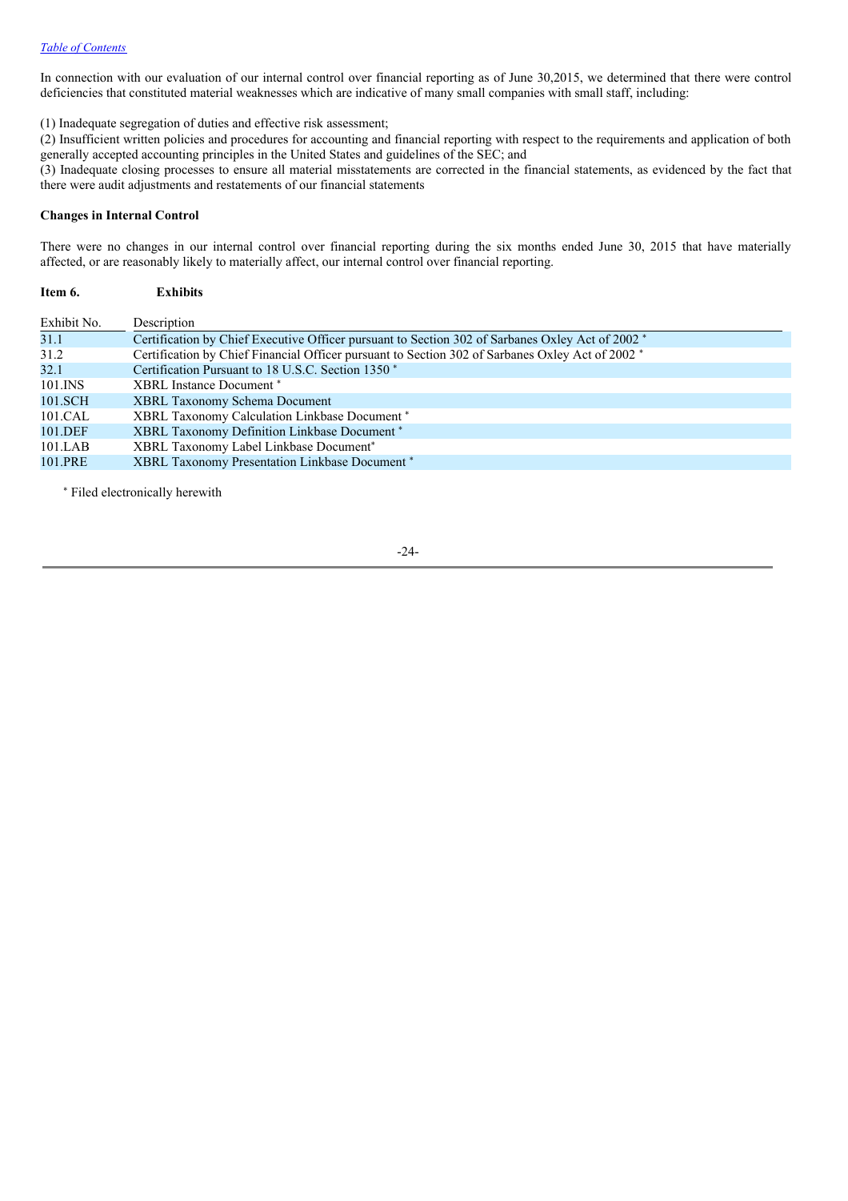In connection with our evaluation of our internal control over financial reporting as of June 30,2015, we determined that there were control deficiencies that constituted material weaknesses which are indicative of many small companies with small staff, including:

(1) Inadequate segregation of duties and effective risk assessment;
(2) Insufficient written policies and procedures for accounting and financial reporting with respect to the requirements and application of both generally accepted accounting principles in the United States and guidelines of the SEC; and
(3) Inadequate closing processes to ensure all material misstatements are corrected in the financial statements, as evidenced by the fact that there were audit adjustments and restatements of our financial statements

**Changes in Internal Control**

There were no changes in our internal control over financial reporting during the six months ended June 30, 2015 that have materially affected, or are reasonably likely to materially affect, our internal control over financial reporting.

**Item 6. Exhibits**

| Exhibit No. | Description |
|---|---|
| 31.1 | Certification by Chief Executive Officer pursuant to Section 302 of Sarbanes Oxley Act of 2002 * |
| 31.2 | Certification by Chief Financial Officer pursuant to Section 302 of Sarbanes Oxley Act of 2002 * |
| 32.1 | Certification Pursuant to 18 U.S.C. Section 1350 * |
| 101.INS | XBRL Instance Document * |
| 101.SCH | XBRL Taxonomy Schema Document |
| 101.CAL | XBRL Taxonomy Calculation Linkbase Document * |
| 101.DEF | XBRL Taxonomy Definition Linkbase Document * |
| 101.LAB | XBRL Taxonomy Label Linkbase Document* |
| 101.PRE | XBRL Taxonomy Presentation Linkbase Document * |

* Filed electronically herewith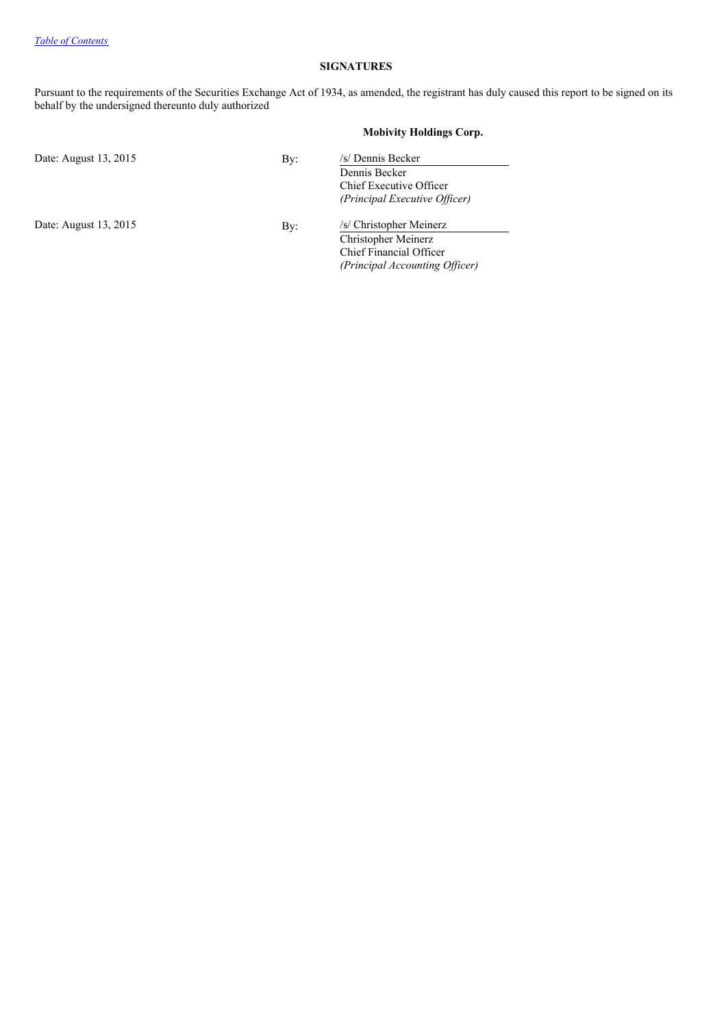## SIGNATURES

Pursuant to the requirements of the Securities Exchange Act of 1934, as amended, the registrant has duly caused this report to be signed on its behalf by the undersigned thereunto duly authorized

**Mobivity Holdings Corp.**

| | | |
|---|---|---|
| Date: August 13, 2015 | By: | /s/ Dennis Becker<br>Dennis Becker<br>Chief Executive Officer<br>*(Principal Executive Officer)* |
| Date: August 13, 2015 | By: | /s/ Christopher Meinerz<br>Christopher Meinerz<br>Chief Financial Officer<br>*(Principal Accounting Officer)* |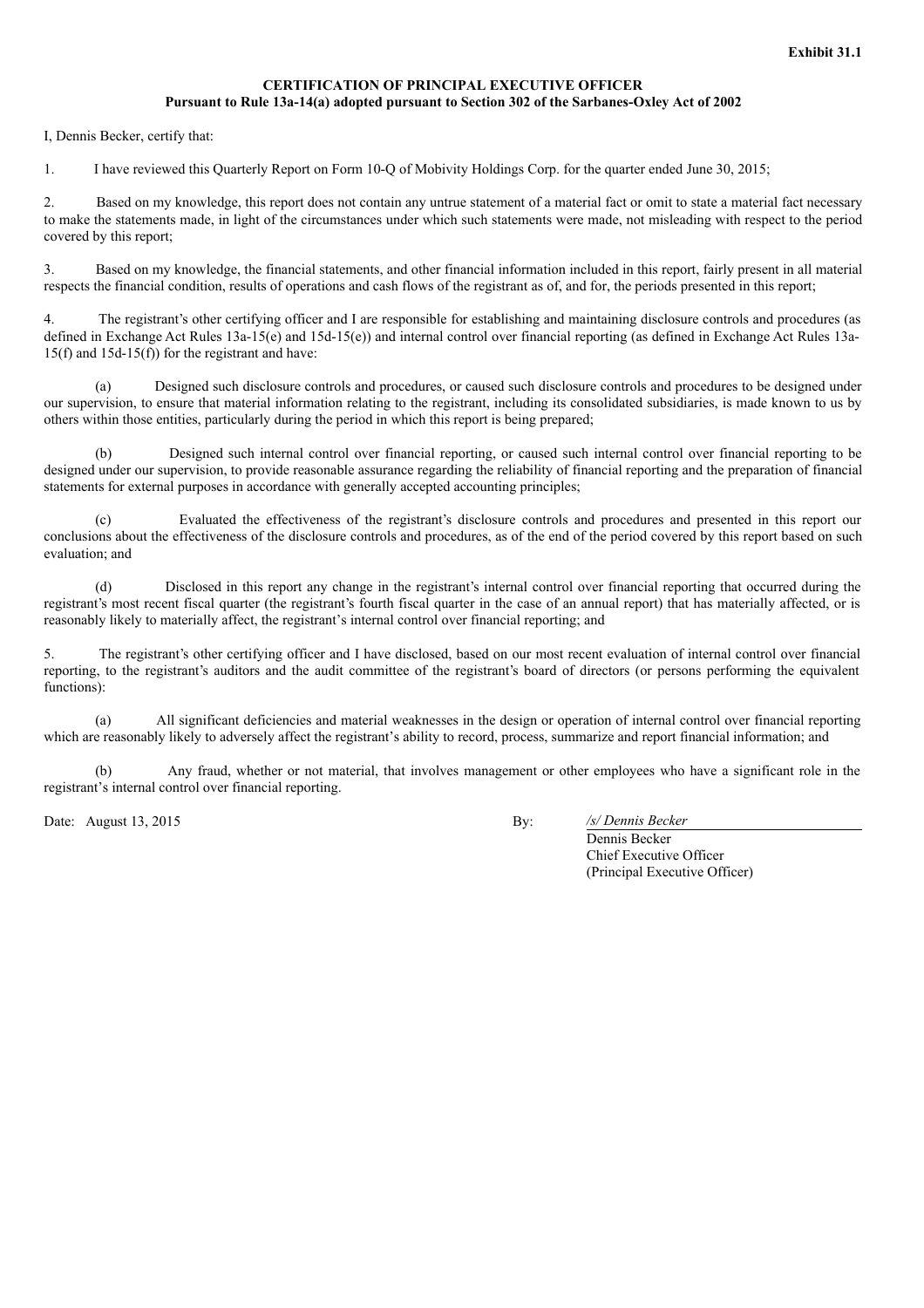**Exhibit 31.1**

**CERTIFICATION OF PRINCIPAL EXECUTIVE OFFICER**
**Pursuant to Rule 13a-14(a) adopted pursuant to Section 302 of the Sarbanes-Oxley Act of 2002**

I, Dennis Becker, certify that:

1. I have reviewed this Quarterly Report on Form 10-Q of Mobivity Holdings Corp. for the quarter ended June 30, 2015;

2. Based on my knowledge, this report does not contain any untrue statement of a material fact or omit to state a material fact necessary to make the statements made, in light of the circumstances under which such statements were made, not misleading with respect to the period covered by this report;

3. Based on my knowledge, the financial statements, and other financial information included in this report, fairly present in all material respects the financial condition, results of operations and cash flows of the registrant as of, and for, the periods presented in this report;

4. The registrant's other certifying officer and I are responsible for establishing and maintaining disclosure controls and procedures (as defined in Exchange Act Rules 13a-15(e) and 15d-15(e)) and internal control over financial reporting (as defined in Exchange Act Rules 13a-15(f) and 15d-15(f)) for the registrant and have:

   (a) Designed such disclosure controls and procedures, or caused such disclosure controls and procedures to be designed under our supervision, to ensure that material information relating to the registrant, including its consolidated subsidiaries, is made known to us by others within those entities, particularly during the period in which this report is being prepared;

   (b) Designed such internal control over financial reporting, or caused such internal control over financial reporting to be designed under our supervision, to provide reasonable assurance regarding the reliability of financial reporting and the preparation of financial statements for external purposes in accordance with generally accepted accounting principles;

   (c) Evaluated the effectiveness of the registrant's disclosure controls and procedures and presented in this report our conclusions about the effectiveness of the disclosure controls and procedures, as of the end of the period covered by this report based on such evaluation; and

   (d) Disclosed in this report any change in the registrant's internal control over financial reporting that occurred during the registrant's most recent fiscal quarter (the registrant's fourth fiscal quarter in the case of an annual report) that has materially affected, or is reasonably likely to materially affect, the registrant's internal control over financial reporting; and

5. The registrant's other certifying officer and I have disclosed, based on our most recent evaluation of internal control over financial reporting, to the registrant's auditors and the audit committee of the registrant's board of directors (or persons performing the equivalent functions):

   (a) All significant deficiencies and material weaknesses in the design or operation of internal control over financial reporting which are reasonably likely to adversely affect the registrant's ability to record, process, summarize and report financial information; and

   (b) Any fraud, whether or not material, that involves management or other employees who have a significant role in the registrant's internal control over financial reporting.

Date: August 13, 2015

By: */s/ Dennis Becker*
Dennis Becker
Chief Executive Officer
(Principal Executive Officer)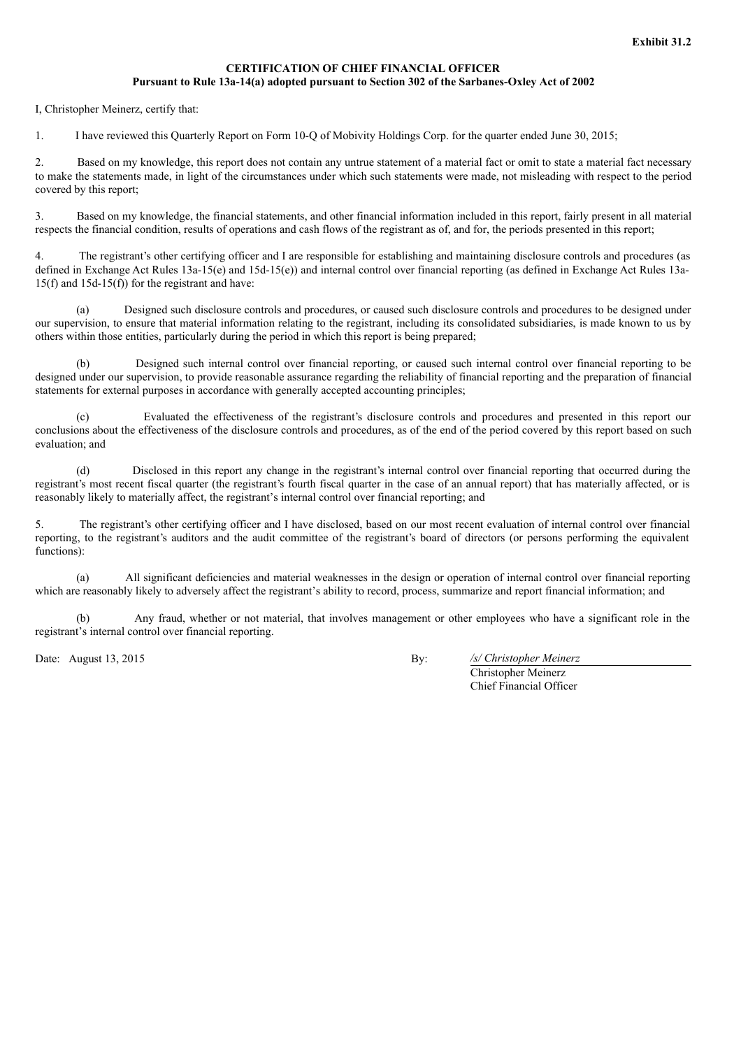**Exhibit 31.2**

**CERTIFICATION OF CHIEF FINANCIAL OFFICER**
**Pursuant to Rule 13a-14(a) adopted pursuant to Section 302 of the Sarbanes-Oxley Act of 2002**

I, Christopher Meinerz, certify that:

1. I have reviewed this Quarterly Report on Form 10-Q of Mobivity Holdings Corp. for the quarter ended June 30, 2015;

2. Based on my knowledge, this report does not contain any untrue statement of a material fact or omit to state a material fact necessary to make the statements made, in light of the circumstances under which such statements were made, not misleading with respect to the period covered by this report;

3. Based on my knowledge, the financial statements, and other financial information included in this report, fairly present in all material respects the financial condition, results of operations and cash flows of the registrant as of, and for, the periods presented in this report;

4. The registrant's other certifying officer and I are responsible for establishing and maintaining disclosure controls and procedures (as defined in Exchange Act Rules 13a-15(e) and 15d-15(e)) and internal control over financial reporting (as defined in Exchange Act Rules 13a-15(f) and 15d-15(f)) for the registrant and have:

(a) Designed such disclosure controls and procedures, or caused such disclosure controls and procedures to be designed under our supervision, to ensure that material information relating to the registrant, including its consolidated subsidiaries, is made known to us by others within those entities, particularly during the period in which this report is being prepared;

(b) Designed such internal control over financial reporting, or caused such internal control over financial reporting to be designed under our supervision, to provide reasonable assurance regarding the reliability of financial reporting and the preparation of financial statements for external purposes in accordance with generally accepted accounting principles;

(c) Evaluated the effectiveness of the registrant's disclosure controls and procedures and presented in this report our conclusions about the effectiveness of the disclosure controls and procedures, as of the end of the period covered by this report based on such evaluation; and

(d) Disclosed in this report any change in the registrant's internal control over financial reporting that occurred during the registrant's most recent fiscal quarter (the registrant's fourth fiscal quarter in the case of an annual report) that has materially affected, or is reasonably likely to materially affect, the registrant's internal control over financial reporting; and

5. The registrant's other certifying officer and I have disclosed, based on our most recent evaluation of internal control over financial reporting, to the registrant's auditors and the audit committee of the registrant's board of directors (or persons performing the equivalent functions):

(a) All significant deficiencies and material weaknesses in the design or operation of internal control over financial reporting which are reasonably likely to adversely affect the registrant's ability to record, process, summarize and report financial information; and

(b) Any fraud, whether or not material, that involves management or other employees who have a significant role in the registrant's internal control over financial reporting.

Date: August 13, 2015

By: */s/ Christopher Meinerz*
Christopher Meinerz
Chief Financial Officer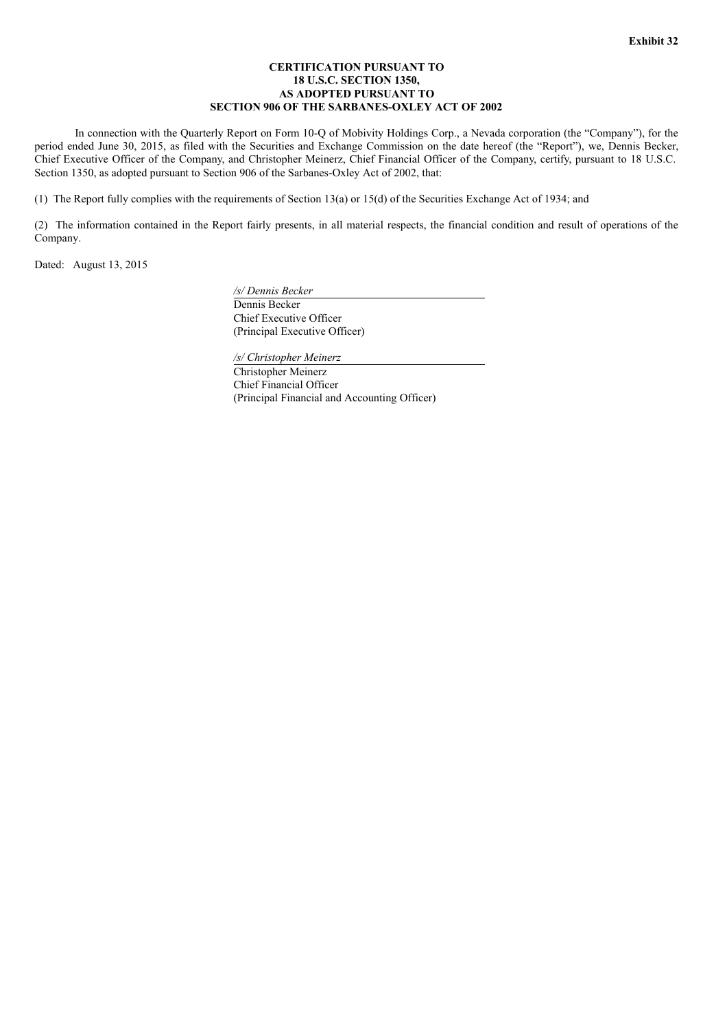**Exhibit 32**

**CERTIFICATION PURSUANT TO**
**18 U.S.C. SECTION 1350,**
**AS ADOPTED PURSUANT TO**
**SECTION 906 OF THE SARBANES-OXLEY ACT OF 2002**

In connection with the Quarterly Report on Form 10-Q of Mobivity Holdings Corp., a Nevada corporation (the "Company"), for the period ended June 30, 2015, as filed with the Securities and Exchange Commission on the date hereof (the "Report"), we, Dennis Becker, Chief Executive Officer of the Company, and Christopher Meinerz, Chief Financial Officer of the Company, certify, pursuant to 18 U.S.C. Section 1350, as adopted pursuant to Section 906 of the Sarbanes-Oxley Act of 2002, that:

(1) The Report fully complies with the requirements of Section 13(a) or 15(d) of the Securities Exchange Act of 1934; and

(2) The information contained in the Report fairly presents, in all material respects, the financial condition and result of operations of the Company.

Dated: August 13, 2015

*/s/ Dennis Becker*
Dennis Becker
Chief Executive Officer
(Principal Executive Officer)

*/s/ Christopher Meinerz*
Christopher Meinerz
Chief Financial Officer
(Principal Financial and Accounting Officer)